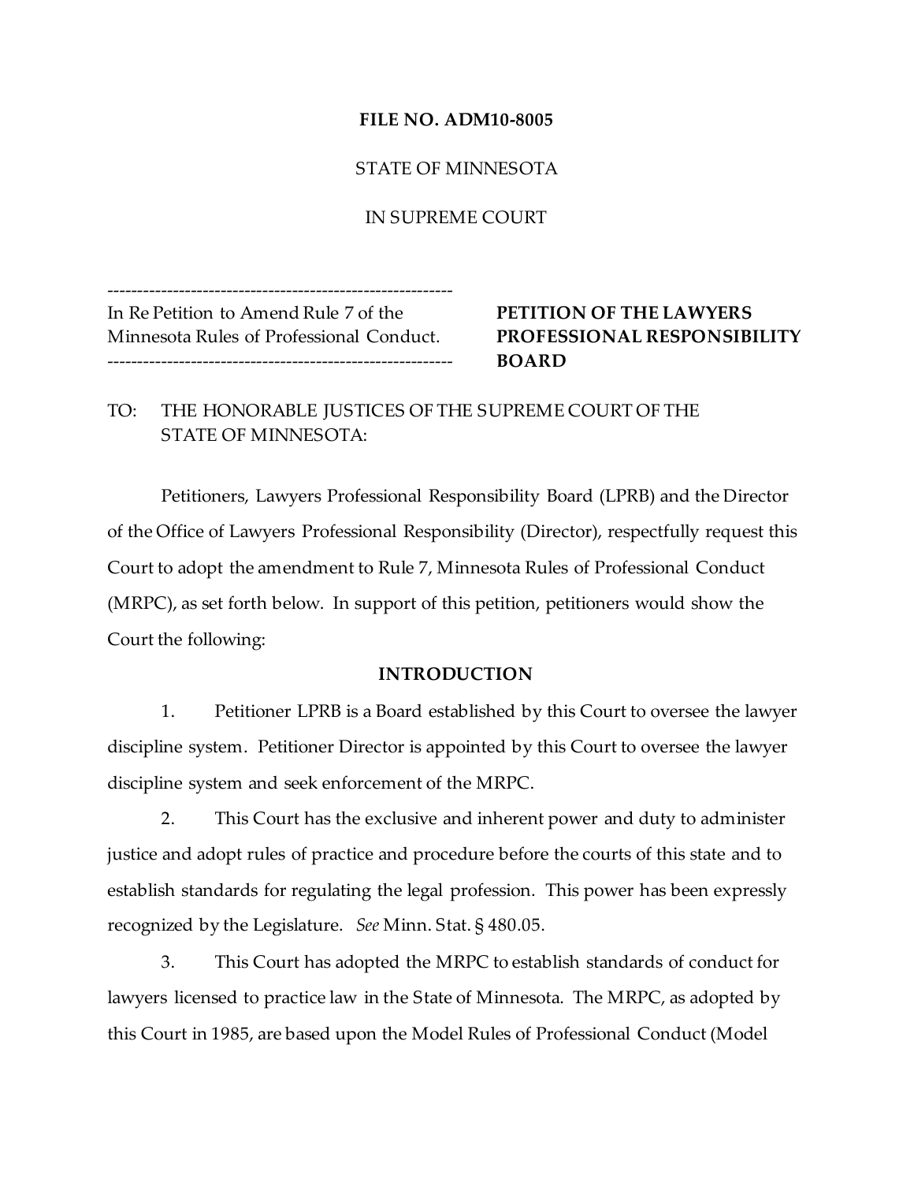**FILE NO. ADM10-8005**

STATE OF MINNESOTA

IN SUPREME COURT

| In Re Petition to Amend Rule 7 of the Minnesota Rules of Professional Conduct. | **PETITION OF THE LAWYERS PROFESSIONAL RESPONSIBILITY BOARD** |
| --- | --- |

TO: THE HONORABLE JUSTICES OF THE SUPREME COURT OF THE STATE OF MINNESOTA:

Petitioners, Lawyers Professional Responsibility Board (LPRB) and the Director of the Office of Lawyers Professional Responsibility (Director), respectfully request this Court to adopt the amendment to Rule 7, Minnesota Rules of Professional Conduct (MRPC), as set forth below. In support of this petition, petitioners would show the Court the following:

## INTRODUCTION

1. Petitioner LPRB is a Board established by this Court to oversee the lawyer discipline system. Petitioner Director is appointed by this Court to oversee the lawyer discipline system and seek enforcement of the MRPC.

2. This Court has the exclusive and inherent power and duty to administer justice and adopt rules of practice and procedure before the courts of this state and to establish standards for regulating the legal profession. This power has been expressly recognized by the Legislature. *See* Minn. Stat. § 480.05.

3. This Court has adopted the MRPC to establish standards of conduct for lawyers licensed to practice law in the State of Minnesota. The MRPC, as adopted by this Court in 1985, are based upon the Model Rules of Professional Conduct (Model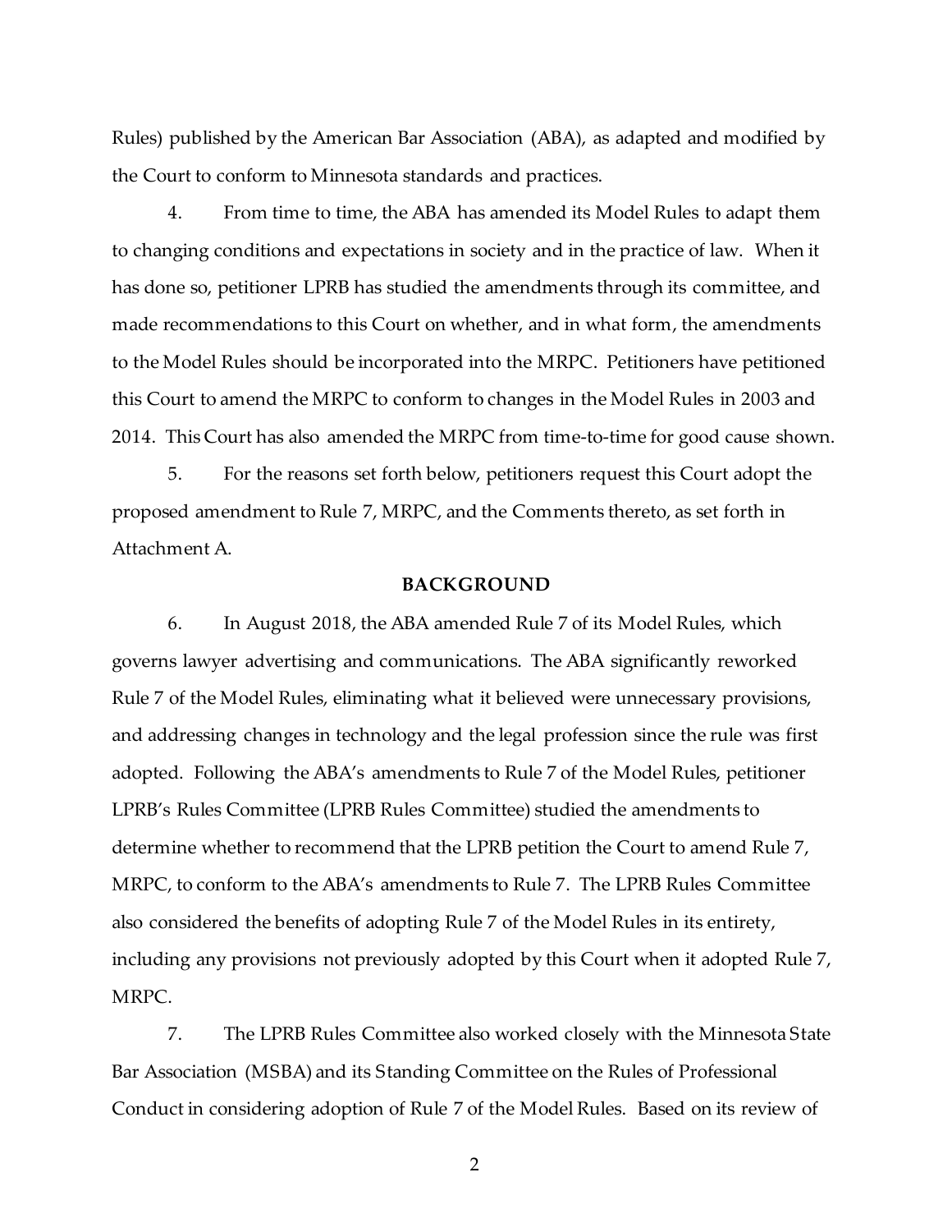Rules) published by the American Bar Association (ABA), as adapted and modified by the Court to conform to Minnesota standards and practices.

4. From time to time, the ABA has amended its Model Rules to adapt them to changing conditions and expectations in society and in the practice of law. When it has done so, petitioner LPRB has studied the amendments through its committee, and made recommendations to this Court on whether, and in what form, the amendments to the Model Rules should be incorporated into the MRPC. Petitioners have petitioned this Court to amend the MRPC to conform to changes in the Model Rules in 2003 and 2014. This Court has also amended the MRPC from time-to-time for good cause shown.

5. For the reasons set forth below, petitioners request this Court adopt the proposed amendment to Rule 7, MRPC, and the Comments thereto, as set forth in Attachment A.

**BACKGROUND**

6. In August 2018, the ABA amended Rule 7 of its Model Rules, which governs lawyer advertising and communications. The ABA significantly reworked Rule 7 of the Model Rules, eliminating what it believed were unnecessary provisions, and addressing changes in technology and the legal profession since the rule was first adopted. Following the ABA's amendments to Rule 7 of the Model Rules, petitioner LPRB's Rules Committee (LPRB Rules Committee) studied the amendments to determine whether to recommend that the LPRB petition the Court to amend Rule 7, MRPC, to conform to the ABA's amendments to Rule 7. The LPRB Rules Committee also considered the benefits of adopting Rule 7 of the Model Rules in its entirety, including any provisions not previously adopted by this Court when it adopted Rule 7, MRPC.

7. The LPRB Rules Committee also worked closely with the Minnesota State Bar Association (MSBA) and its Standing Committee on the Rules of Professional Conduct in considering adoption of Rule 7 of the Model Rules. Based on its review of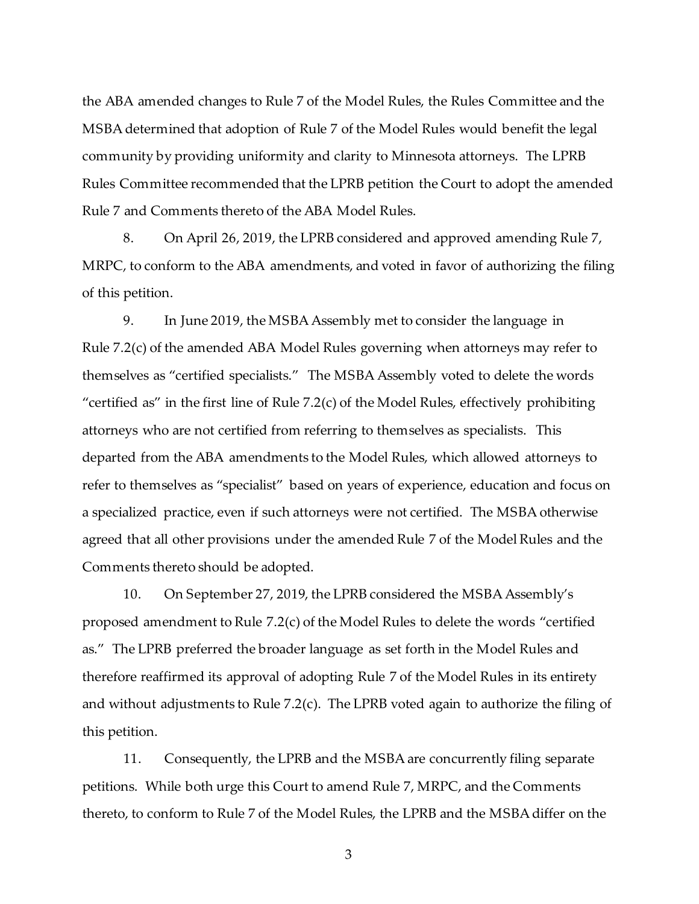the ABA amended changes to Rule 7 of the Model Rules, the Rules Committee and the MSBA determined that adoption of Rule 7 of the Model Rules would benefit the legal community by providing uniformity and clarity to Minnesota attorneys. The LPRB Rules Committee recommended that the LPRB petition the Court to adopt the amended Rule 7 and Comments thereto of the ABA Model Rules.

8. On April 26, 2019, the LPRB considered and approved amending Rule 7, MRPC, to conform to the ABA amendments, and voted in favor of authorizing the filing of this petition.

9. In June 2019, the MSBA Assembly met to consider the language in Rule 7.2(c) of the amended ABA Model Rules governing when attorneys may refer to themselves as "certified specialists." The MSBA Assembly voted to delete the words "certified as" in the first line of Rule 7.2(c) of the Model Rules, effectively prohibiting attorneys who are not certified from referring to themselves as specialists. This departed from the ABA amendments to the Model Rules, which allowed attorneys to refer to themselves as "specialist" based on years of experience, education and focus on a specialized practice, even if such attorneys were not certified. The MSBA otherwise agreed that all other provisions under the amended Rule 7 of the Model Rules and the Comments thereto should be adopted.

10. On September 27, 2019, the LPRB considered the MSBA Assembly's proposed amendment to Rule 7.2(c) of the Model Rules to delete the words "certified as." The LPRB preferred the broader language as set forth in the Model Rules and therefore reaffirmed its approval of adopting Rule 7 of the Model Rules in its entirety and without adjustments to Rule 7.2(c). The LPRB voted again to authorize the filing of this petition.

11. Consequently, the LPRB and the MSBA are concurrently filing separate petitions. While both urge this Court to amend Rule 7, MRPC, and the Comments thereto, to conform to Rule 7 of the Model Rules, the LPRB and the MSBA differ on the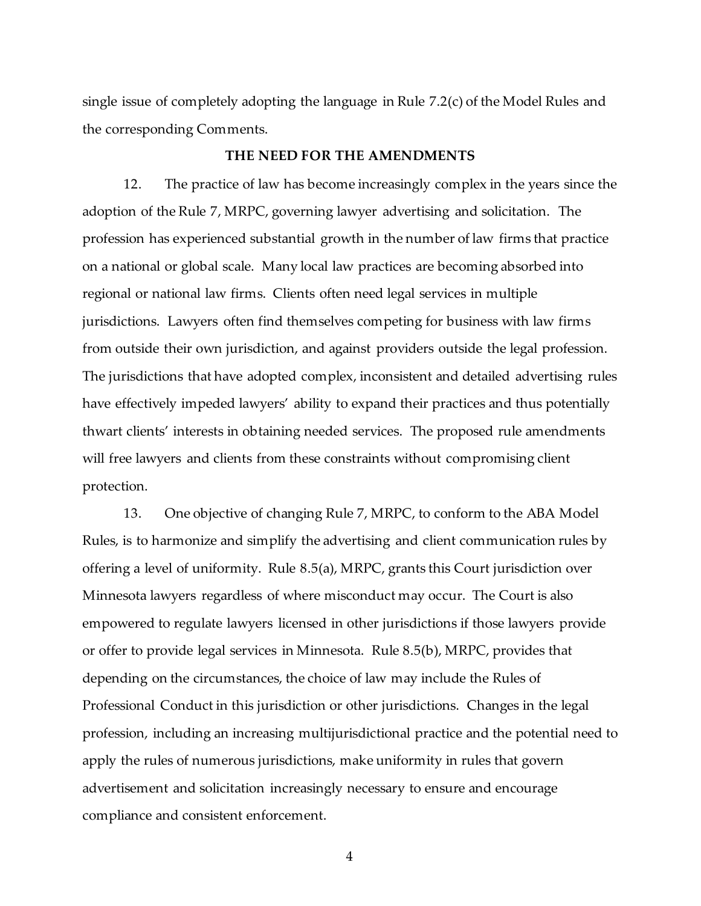single issue of completely adopting the language in Rule 7.2(c) of the Model Rules and the corresponding Comments.

**THE NEED FOR THE AMENDMENTS**

12. The practice of law has become increasingly complex in the years since the adoption of the Rule 7, MRPC, governing lawyer advertising and solicitation. The profession has experienced substantial growth in the number of law firms that practice on a national or global scale. Many local law practices are becoming absorbed into regional or national law firms. Clients often need legal services in multiple jurisdictions. Lawyers often find themselves competing for business with law firms from outside their own jurisdiction, and against providers outside the legal profession. The jurisdictions that have adopted complex, inconsistent and detailed advertising rules have effectively impeded lawyers' ability to expand their practices and thus potentially thwart clients' interests in obtaining needed services. The proposed rule amendments will free lawyers and clients from these constraints without compromising client protection.

13. One objective of changing Rule 7, MRPC, to conform to the ABA Model Rules, is to harmonize and simplify the advertising and client communication rules by offering a level of uniformity. Rule 8.5(a), MRPC, grants this Court jurisdiction over Minnesota lawyers regardless of where misconduct may occur. The Court is also empowered to regulate lawyers licensed in other jurisdictions if those lawyers provide or offer to provide legal services in Minnesota. Rule 8.5(b), MRPC, provides that depending on the circumstances, the choice of law may include the Rules of Professional Conduct in this jurisdiction or other jurisdictions. Changes in the legal profession, including an increasing multijurisdictional practice and the potential need to apply the rules of numerous jurisdictions, make uniformity in rules that govern advertisement and solicitation increasingly necessary to ensure and encourage compliance and consistent enforcement.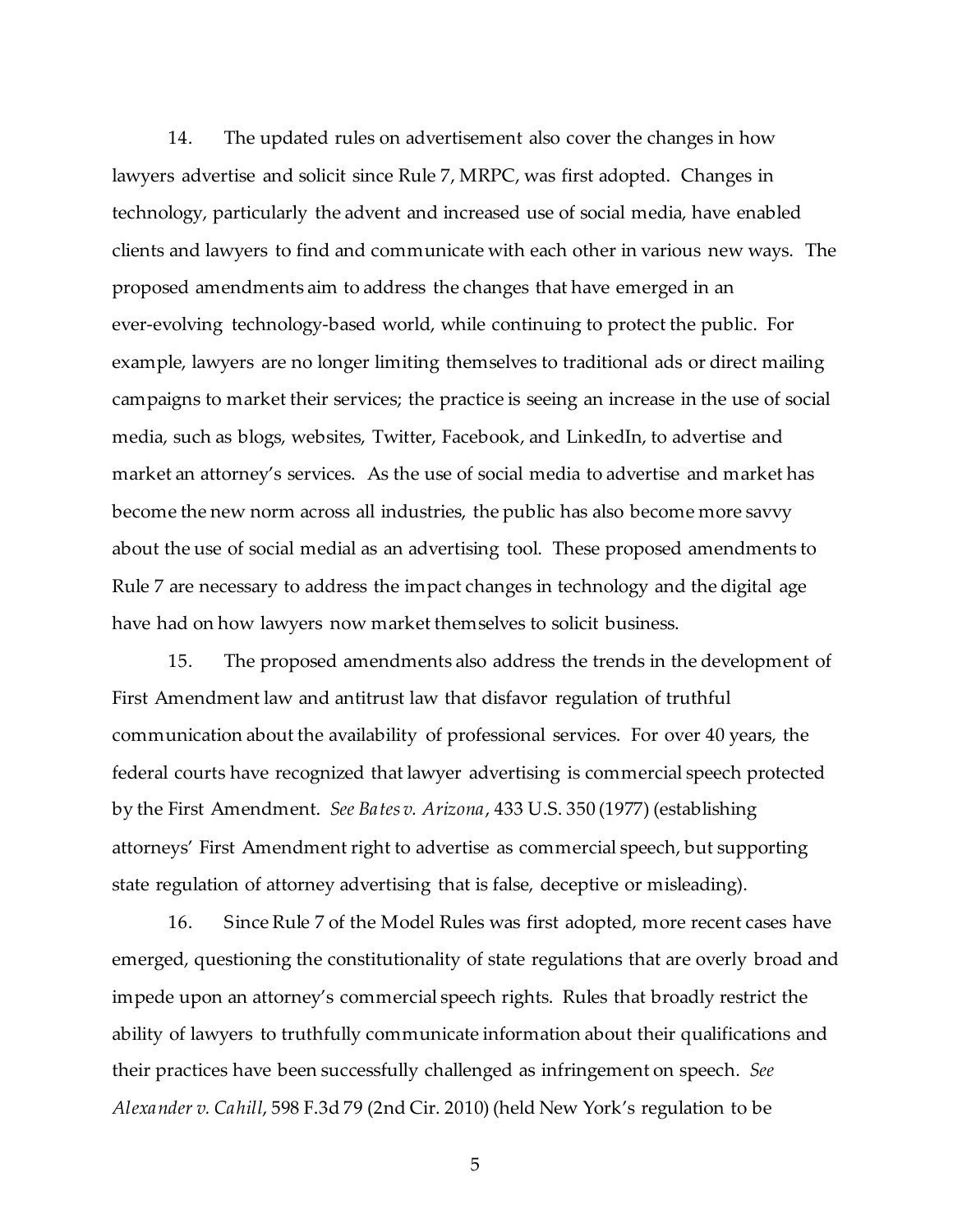14. The updated rules on advertisement also cover the changes in how lawyers advertise and solicit since Rule 7, MRPC, was first adopted. Changes in technology, particularly the advent and increased use of social media, have enabled clients and lawyers to find and communicate with each other in various new ways. The proposed amendments aim to address the changes that have emerged in an ever-evolving technology-based world, while continuing to protect the public. For example, lawyers are no longer limiting themselves to traditional ads or direct mailing campaigns to market their services; the practice is seeing an increase in the use of social media, such as blogs, websites, Twitter, Facebook, and LinkedIn, to advertise and market an attorney's services. As the use of social media to advertise and market has become the new norm across all industries, the public has also become more savvy about the use of social medial as an advertising tool. These proposed amendments to Rule 7 are necessary to address the impact changes in technology and the digital age have had on how lawyers now market themselves to solicit business.

15. The proposed amendments also address the trends in the development of First Amendment law and antitrust law that disfavor regulation of truthful communication about the availability of professional services. For over 40 years, the federal courts have recognized that lawyer advertising is commercial speech protected by the First Amendment. *See Bates v. Arizona*, 433 U.S. 350 (1977) (establishing attorneys' First Amendment right to advertise as commercial speech, but supporting state regulation of attorney advertising that is false, deceptive or misleading).

16. Since Rule 7 of the Model Rules was first adopted, more recent cases have emerged, questioning the constitutionality of state regulations that are overly broad and impede upon an attorney's commercial speech rights. Rules that broadly restrict the ability of lawyers to truthfully communicate information about their qualifications and their practices have been successfully challenged as infringement on speech. *See Alexander v. Cahill*, 598 F.3d 79 (2nd Cir. 2010) (held New York's regulation to be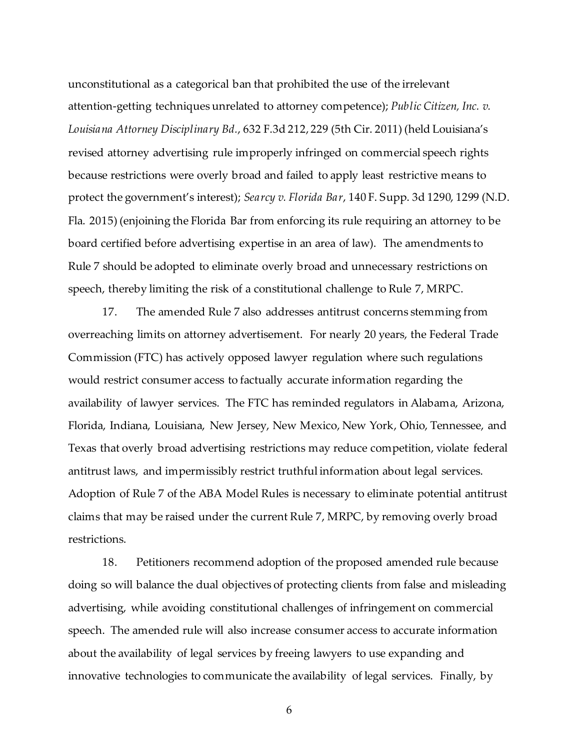unconstitutional as a categorical ban that prohibited the use of the irrelevant attention-getting techniques unrelated to attorney competence); *Public Citizen, Inc. v. Louisiana Attorney Disciplinary Bd.*, 632 F.3d 212, 229 (5th Cir. 2011) (held Louisiana's revised attorney advertising rule improperly infringed on commercial speech rights because restrictions were overly broad and failed to apply least restrictive means to protect the government's interest); *Searcy v. Florida Bar*, 140 F. Supp. 3d 1290, 1299 (N.D. Fla. 2015) (enjoining the Florida Bar from enforcing its rule requiring an attorney to be board certified before advertising expertise in an area of law). The amendments to Rule 7 should be adopted to eliminate overly broad and unnecessary restrictions on speech, thereby limiting the risk of a constitutional challenge to Rule 7, MRPC.

17. The amended Rule 7 also addresses antitrust concerns stemming from overreaching limits on attorney advertisement. For nearly 20 years, the Federal Trade Commission (FTC) has actively opposed lawyer regulation where such regulations would restrict consumer access to factually accurate information regarding the availability of lawyer services. The FTC has reminded regulators in Alabama, Arizona, Florida, Indiana, Louisiana, New Jersey, New Mexico, New York, Ohio, Tennessee, and Texas that overly broad advertising restrictions may reduce competition, violate federal antitrust laws, and impermissibly restrict truthful information about legal services. Adoption of Rule 7 of the ABA Model Rules is necessary to eliminate potential antitrust claims that may be raised under the current Rule 7, MRPC, by removing overly broad restrictions.

18. Petitioners recommend adoption of the proposed amended rule because doing so will balance the dual objectives of protecting clients from false and misleading advertising, while avoiding constitutional challenges of infringement on commercial speech. The amended rule will also increase consumer access to accurate information about the availability of legal services by freeing lawyers to use expanding and innovative technologies to communicate the availability of legal services. Finally, by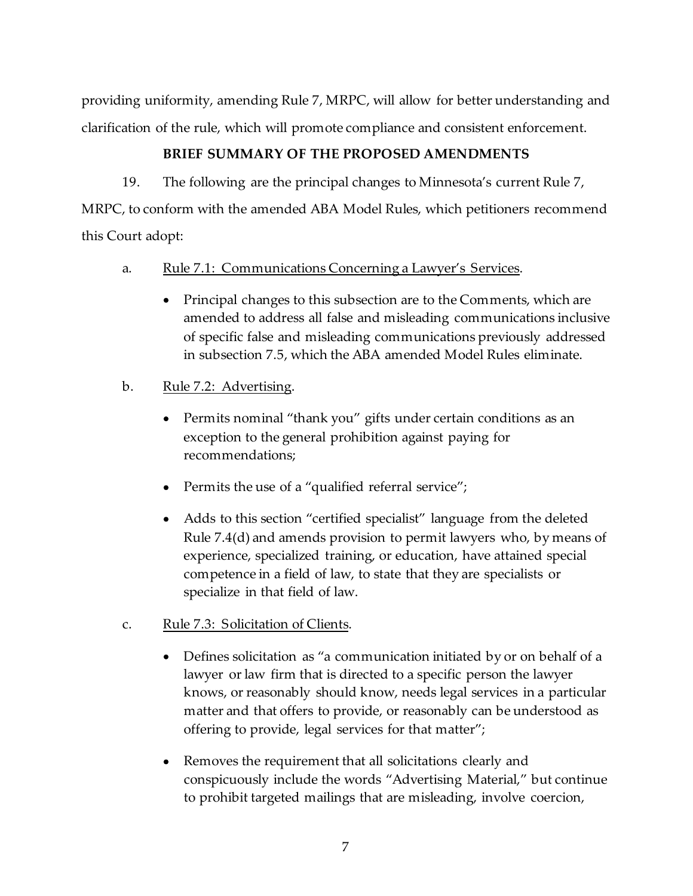providing uniformity, amending Rule 7, MRPC, will allow for better understanding and clarification of the rule, which will promote compliance and consistent enforcement.

**BRIEF SUMMARY OF THE PROPOSED AMENDMENTS**

19. The following are the principal changes to Minnesota's current Rule 7, MRPC, to conform with the amended ABA Model Rules, which petitioners recommend this Court adopt:

a. Rule 7.1: Communications Concerning a Lawyer's Services.

- Principal changes to this subsection are to the Comments, which are amended to address all false and misleading communications inclusive of specific false and misleading communications previously addressed in subsection 7.5, which the ABA amended Model Rules eliminate.

b. Rule 7.2: Advertising.

- Permits nominal "thank you" gifts under certain conditions as an exception to the general prohibition against paying for recommendations;
- Permits the use of a "qualified referral service";
- Adds to this section "certified specialist" language from the deleted Rule 7.4(d) and amends provision to permit lawyers who, by means of experience, specialized training, or education, have attained special competence in a field of law, to state that they are specialists or specialize in that field of law.

c. Rule 7.3: Solicitation of Clients.

- Defines solicitation as "a communication initiated by or on behalf of a lawyer or law firm that is directed to a specific person the lawyer knows, or reasonably should know, needs legal services in a particular matter and that offers to provide, or reasonably can be understood as offering to provide, legal services for that matter";
- Removes the requirement that all solicitations clearly and conspicuously include the words "Advertising Material," but continue to prohibit targeted mailings that are misleading, involve coercion,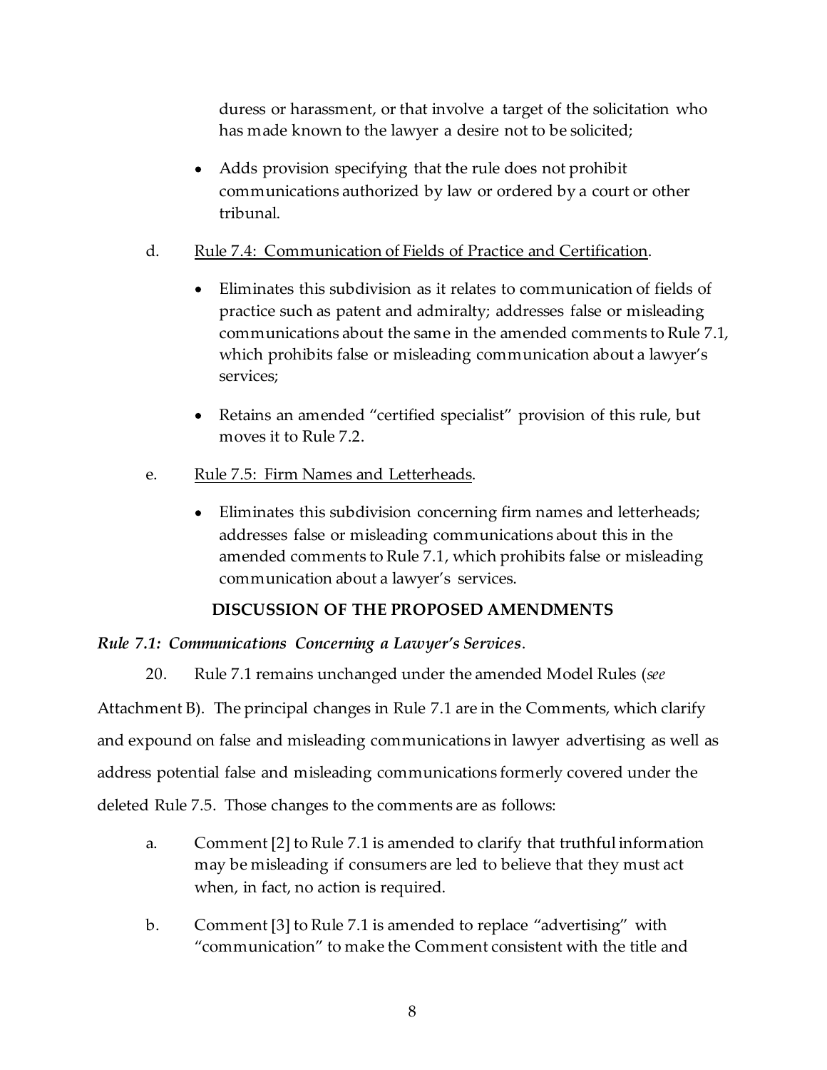duress or harassment, or that involve a target of the solicitation who has made known to the lawyer a desire not to be solicited;

- Adds provision specifying that the rule does not prohibit communications authorized by law or ordered by a court or other tribunal.

d. Rule 7.4: Communication of Fields of Practice and Certification.

- Eliminates this subdivision as it relates to communication of fields of practice such as patent and admiralty; addresses false or misleading communications about the same in the amended comments to Rule 7.1, which prohibits false or misleading communication about a lawyer's services;
- Retains an amended "certified specialist" provision of this rule, but moves it to Rule 7.2.

e. Rule 7.5: Firm Names and Letterheads.

- Eliminates this subdivision concerning firm names and letterheads; addresses false or misleading communications about this in the amended comments to Rule 7.1, which prohibits false or misleading communication about a lawyer's services.

## DISCUSSION OF THE PROPOSED AMENDMENTS

***Rule 7.1: Communications Concerning a Lawyer's Services***.

20. Rule 7.1 remains unchanged under the amended Model Rules (*see* Attachment B). The principal changes in Rule 7.1 are in the Comments, which clarify and expound on false and misleading communications in lawyer advertising as well as address potential false and misleading communications formerly covered under the deleted Rule 7.5. Those changes to the comments are as follows:

a. Comment [2] to Rule 7.1 is amended to clarify that truthful information may be misleading if consumers are led to believe that they must act when, in fact, no action is required.

b. Comment [3] to Rule 7.1 is amended to replace "advertising" with "communication" to make the Comment consistent with the title and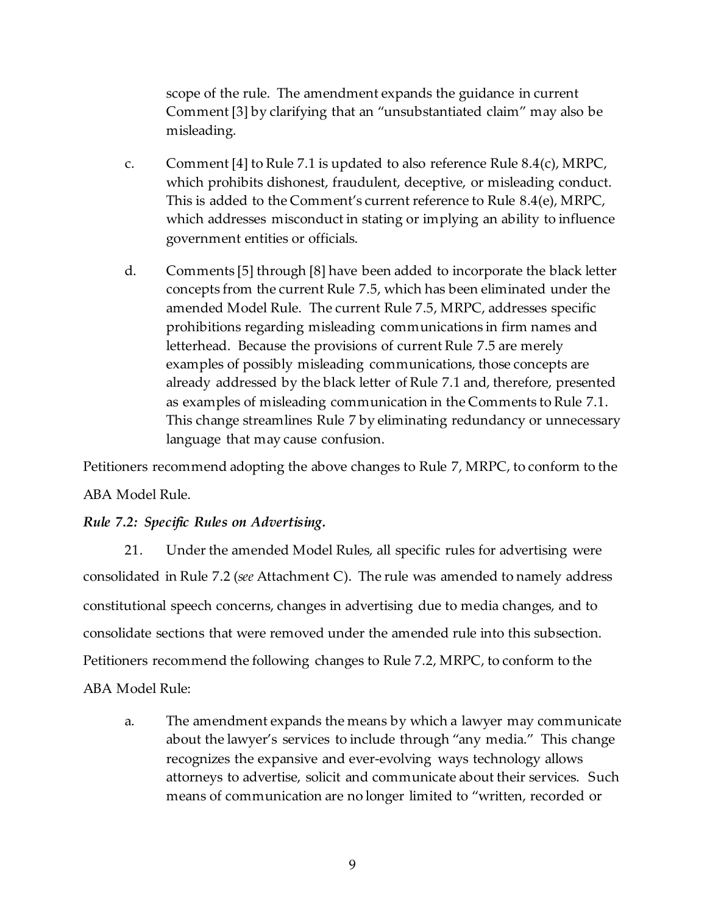scope of the rule. The amendment expands the guidance in current Comment [3] by clarifying that an "unsubstantiated claim" may also be misleading.

c. Comment [4] to Rule 7.1 is updated to also reference Rule 8.4(c), MRPC, which prohibits dishonest, fraudulent, deceptive, or misleading conduct. This is added to the Comment's current reference to Rule 8.4(e), MRPC, which addresses misconduct in stating or implying an ability to influence government entities or officials.

d. Comments [5] through [8] have been added to incorporate the black letter concepts from the current Rule 7.5, which has been eliminated under the amended Model Rule. The current Rule 7.5, MRPC, addresses specific prohibitions regarding misleading communications in firm names and letterhead. Because the provisions of current Rule 7.5 are merely examples of possibly misleading communications, those concepts are already addressed by the black letter of Rule 7.1 and, therefore, presented as examples of misleading communication in the Comments to Rule 7.1. This change streamlines Rule 7 by eliminating redundancy or unnecessary language that may cause confusion.

Petitioners recommend adopting the above changes to Rule 7, MRPC, to conform to the ABA Model Rule.

***Rule 7.2: Specific Rules on Advertising.***

21. Under the amended Model Rules, all specific rules for advertising were consolidated in Rule 7.2 (*see* Attachment C). The rule was amended to namely address constitutional speech concerns, changes in advertising due to media changes, and to consolidate sections that were removed under the amended rule into this subsection. Petitioners recommend the following changes to Rule 7.2, MRPC, to conform to the ABA Model Rule:

a. The amendment expands the means by which a lawyer may communicate about the lawyer's services to include through "any media." This change recognizes the expansive and ever-evolving ways technology allows attorneys to advertise, solicit and communicate about their services. Such means of communication are no longer limited to "written, recorded or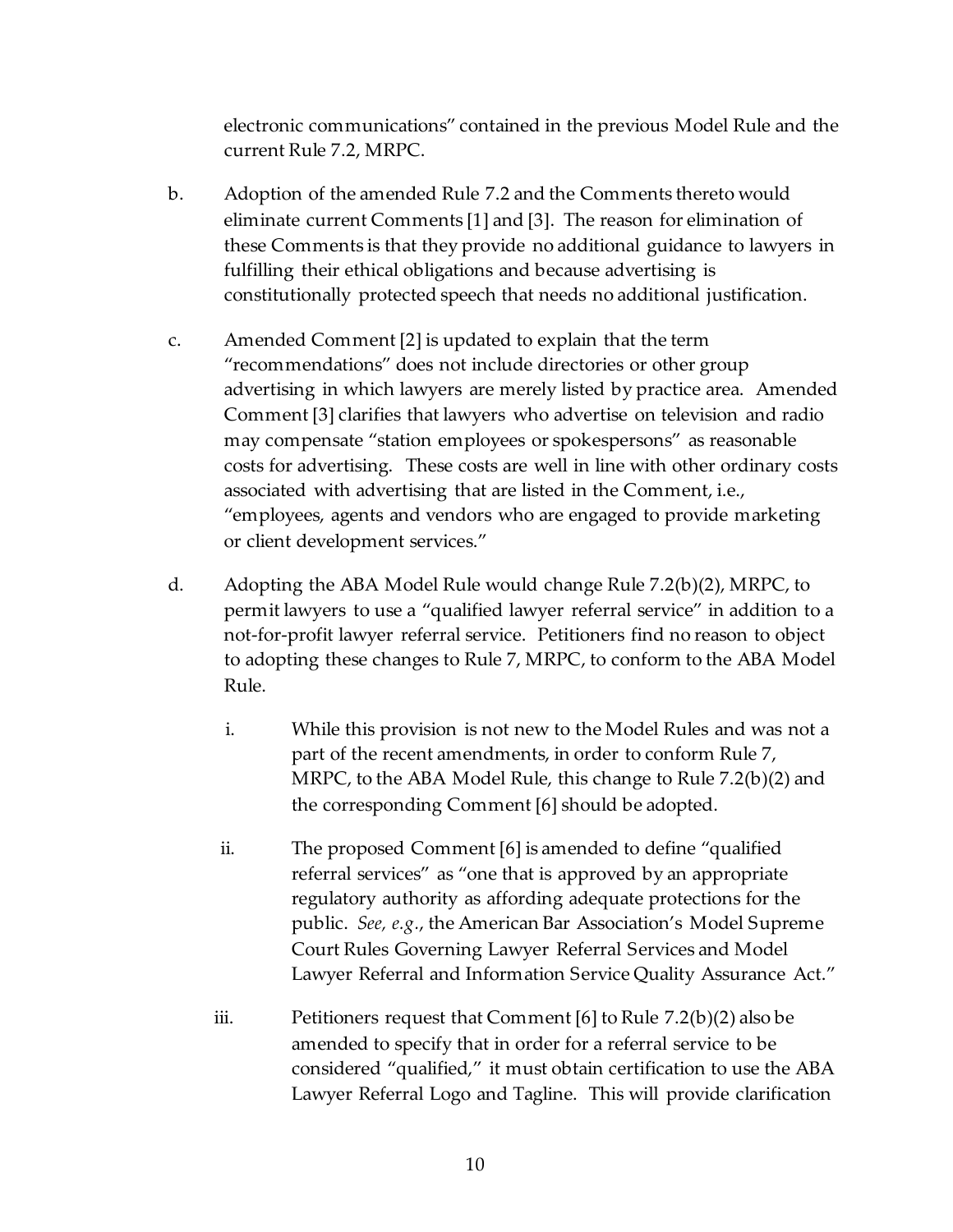electronic communications" contained in the previous Model Rule and the current Rule 7.2, MRPC.

b. Adoption of the amended Rule 7.2 and the Comments thereto would eliminate current Comments [1] and [3]. The reason for elimination of these Comments is that they provide no additional guidance to lawyers in fulfilling their ethical obligations and because advertising is constitutionally protected speech that needs no additional justification.

c. Amended Comment [2] is updated to explain that the term "recommendations" does not include directories or other group advertising in which lawyers are merely listed by practice area. Amended Comment [3] clarifies that lawyers who advertise on television and radio may compensate "station employees or spokespersons" as reasonable costs for advertising. These costs are well in line with other ordinary costs associated with advertising that are listed in the Comment, i.e., "employees, agents and vendors who are engaged to provide marketing or client development services."

d. Adopting the ABA Model Rule would change Rule 7.2(b)(2), MRPC, to permit lawyers to use a "qualified lawyer referral service" in addition to a not-for-profit lawyer referral service. Petitioners find no reason to object to adopting these changes to Rule 7, MRPC, to conform to the ABA Model Rule.

   i. While this provision is not new to the Model Rules and was not a part of the recent amendments, in order to conform Rule 7, MRPC, to the ABA Model Rule, this change to Rule 7.2(b)(2) and the corresponding Comment [6] should be adopted.

   ii. The proposed Comment [6] is amended to define "qualified referral services" as "one that is approved by an appropriate regulatory authority as affording adequate protections for the public. *See, e.g.*, the American Bar Association's Model Supreme Court Rules Governing Lawyer Referral Services and Model Lawyer Referral and Information Service Quality Assurance Act."

   iii. Petitioners request that Comment [6] to Rule 7.2(b)(2) also be amended to specify that in order for a referral service to be considered "qualified," it must obtain certification to use the ABA Lawyer Referral Logo and Tagline. This will provide clarification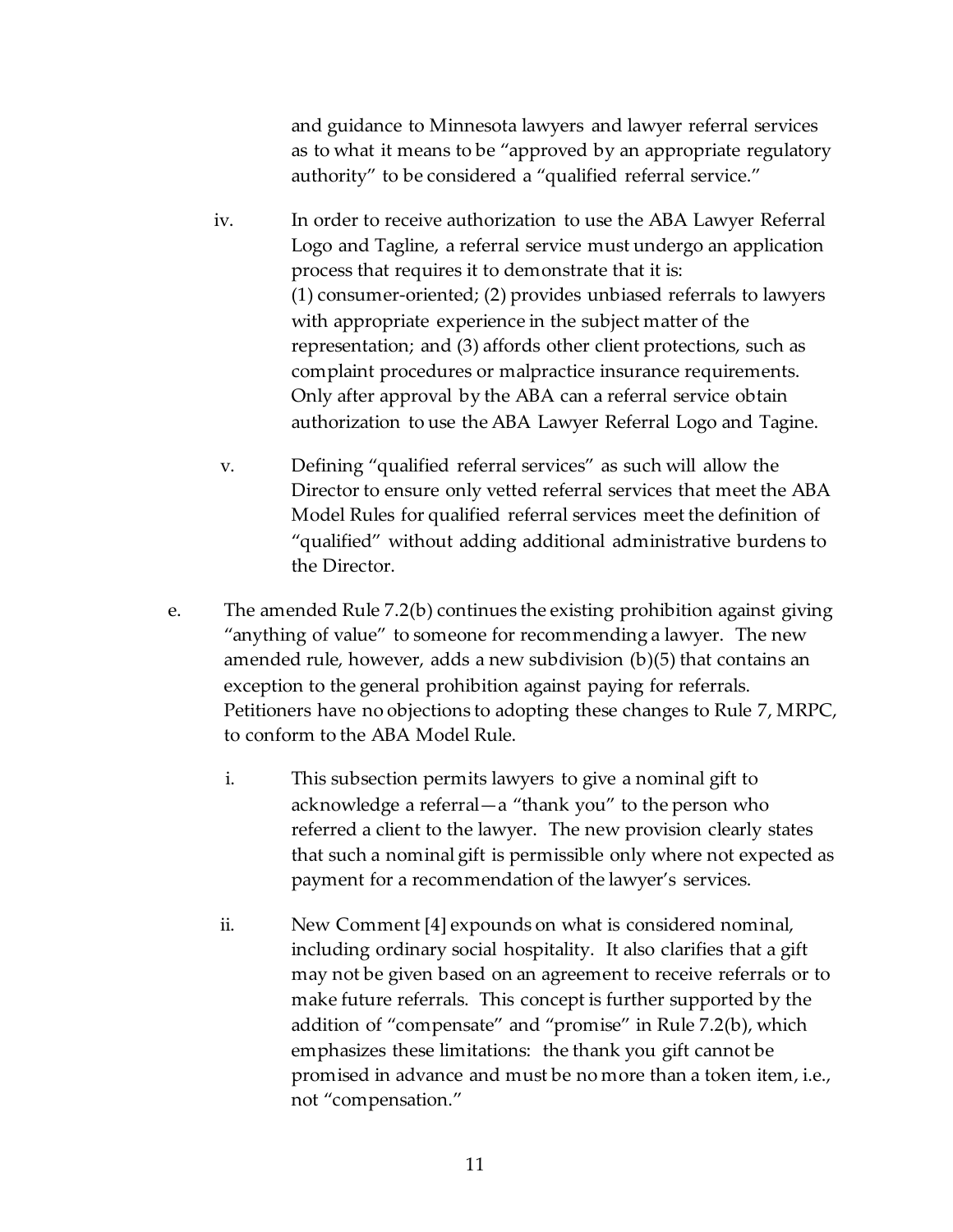and guidance to Minnesota lawyers and lawyer referral services as to what it means to be "approved by an appropriate regulatory authority" to be considered a "qualified referral service."

iv. In order to receive authorization to use the ABA Lawyer Referral Logo and Tagline, a referral service must undergo an application process that requires it to demonstrate that it is: (1) consumer-oriented; (2) provides unbiased referrals to lawyers with appropriate experience in the subject matter of the representation; and (3) affords other client protections, such as complaint procedures or malpractice insurance requirements. Only after approval by the ABA can a referral service obtain authorization to use the ABA Lawyer Referral Logo and Tagine.

v. Defining "qualified referral services" as such will allow the Director to ensure only vetted referral services that meet the ABA Model Rules for qualified referral services meet the definition of "qualified" without adding additional administrative burdens to the Director.

e. The amended Rule 7.2(b) continues the existing prohibition against giving "anything of value" to someone for recommending a lawyer. The new amended rule, however, adds a new subdivision (b)(5) that contains an exception to the general prohibition against paying for referrals. Petitioners have no objections to adopting these changes to Rule 7, MRPC, to conform to the ABA Model Rule.

i. This subsection permits lawyers to give a nominal gift to acknowledge a referral—a "thank you" to the person who referred a client to the lawyer. The new provision clearly states that such a nominal gift is permissible only where not expected as payment for a recommendation of the lawyer's services.

ii. New Comment [4] expounds on what is considered nominal, including ordinary social hospitality. It also clarifies that a gift may not be given based on an agreement to receive referrals or to make future referrals. This concept is further supported by the addition of "compensate" and "promise" in Rule 7.2(b), which emphasizes these limitations: the thank you gift cannot be promised in advance and must be no more than a token item, i.e., not "compensation."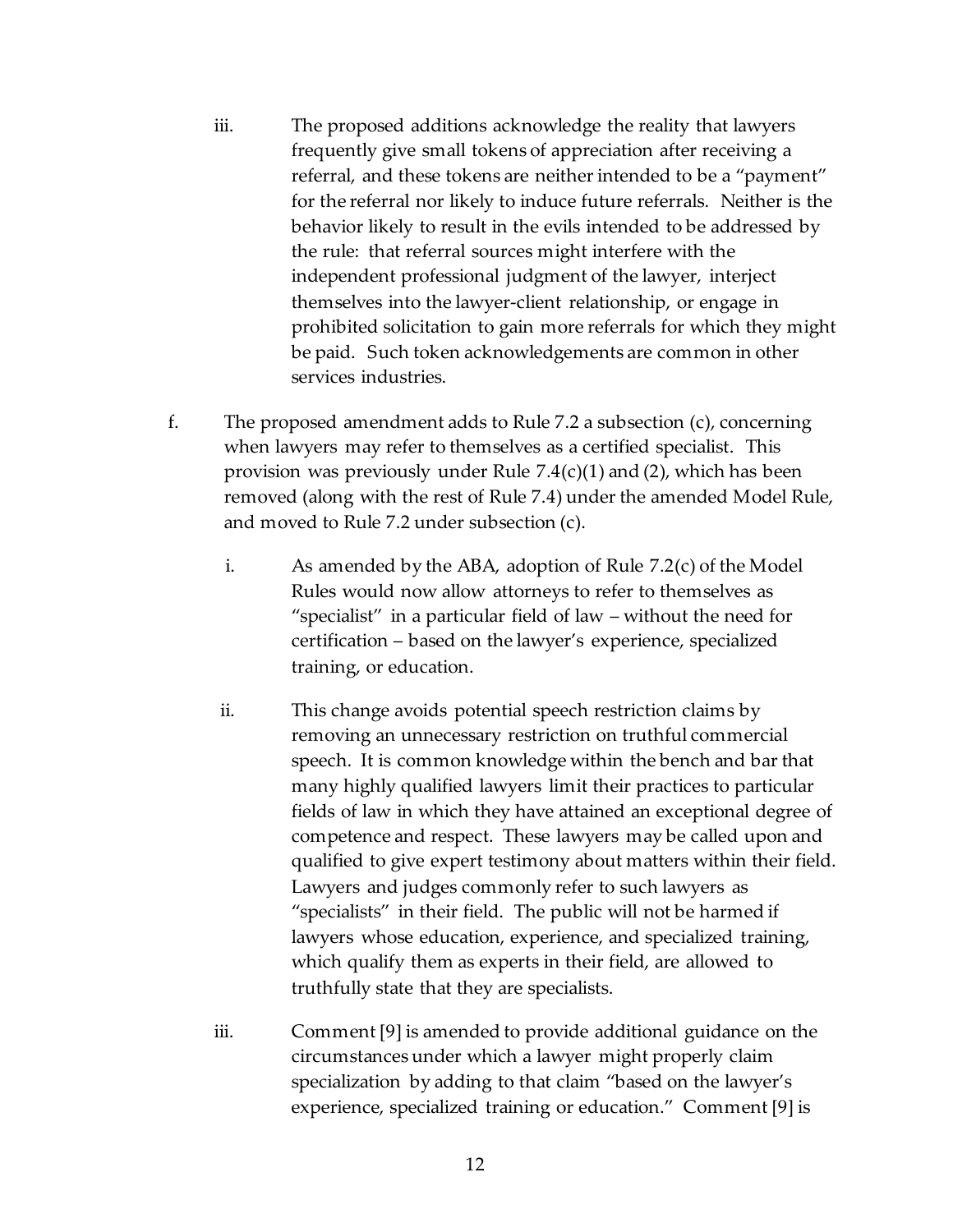iii. The proposed additions acknowledge the reality that lawyers frequently give small tokens of appreciation after receiving a referral, and these tokens are neither intended to be a "payment" for the referral nor likely to induce future referrals. Neither is the behavior likely to result in the evils intended to be addressed by the rule: that referral sources might interfere with the independent professional judgment of the lawyer, interject themselves into the lawyer-client relationship, or engage in prohibited solicitation to gain more referrals for which they might be paid. Such token acknowledgements are common in other services industries.

f. The proposed amendment adds to Rule 7.2 a subsection (c), concerning when lawyers may refer to themselves as a certified specialist. This provision was previously under Rule 7.4(c)(1) and (2), which has been removed (along with the rest of Rule 7.4) under the amended Model Rule, and moved to Rule 7.2 under subsection (c).

i. As amended by the ABA, adoption of Rule 7.2(c) of the Model Rules would now allow attorneys to refer to themselves as "specialist" in a particular field of law – without the need for certification – based on the lawyer's experience, specialized training, or education.

ii. This change avoids potential speech restriction claims by removing an unnecessary restriction on truthful commercial speech. It is common knowledge within the bench and bar that many highly qualified lawyers limit their practices to particular fields of law in which they have attained an exceptional degree of competence and respect. These lawyers may be called upon and qualified to give expert testimony about matters within their field. Lawyers and judges commonly refer to such lawyers as "specialists" in their field. The public will not be harmed if lawyers whose education, experience, and specialized training, which qualify them as experts in their field, are allowed to truthfully state that they are specialists.

iii. Comment [9] is amended to provide additional guidance on the circumstances under which a lawyer might properly claim specialization by adding to that claim "based on the lawyer's experience, specialized training or education." Comment [9] is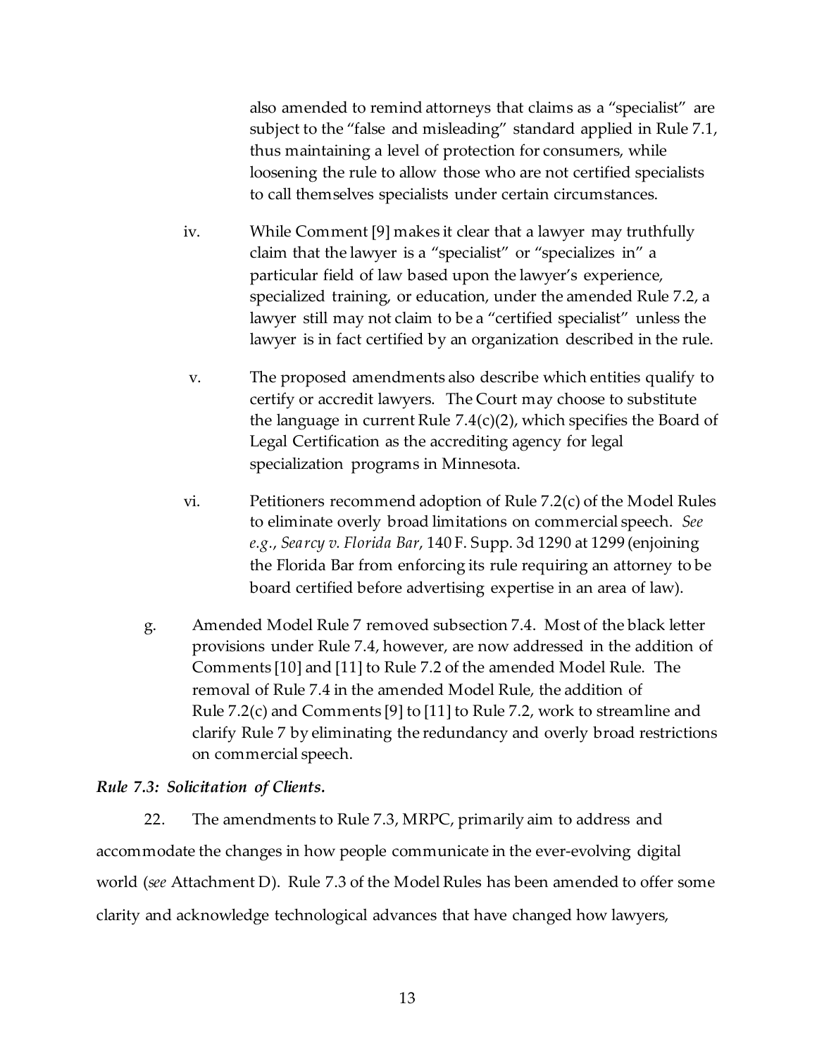also amended to remind attorneys that claims as a "specialist" are subject to the "false and misleading" standard applied in Rule 7.1, thus maintaining a level of protection for consumers, while loosening the rule to allow those who are not certified specialists to call themselves specialists under certain circumstances.

iv. While Comment [9] makes it clear that a lawyer may truthfully claim that the lawyer is a "specialist" or "specializes in" a particular field of law based upon the lawyer's experience, specialized training, or education, under the amended Rule 7.2, a lawyer still may not claim to be a "certified specialist" unless the lawyer is in fact certified by an organization described in the rule.

v. The proposed amendments also describe which entities qualify to certify or accredit lawyers. The Court may choose to substitute the language in current Rule 7.4(c)(2), which specifies the Board of Legal Certification as the accrediting agency for legal specialization programs in Minnesota.

vi. Petitioners recommend adoption of Rule 7.2(c) of the Model Rules to eliminate overly broad limitations on commercial speech. *See e.g.*, *Searcy v. Florida Bar*, 140 F. Supp. 3d 1290 at 1299 (enjoining the Florida Bar from enforcing its rule requiring an attorney to be board certified before advertising expertise in an area of law).

g. Amended Model Rule 7 removed subsection 7.4. Most of the black letter provisions under Rule 7.4, however, are now addressed in the addition of Comments [10] and [11] to Rule 7.2 of the amended Model Rule. The removal of Rule 7.4 in the amended Model Rule, the addition of Rule 7.2(c) and Comments [9] to [11] to Rule 7.2, work to streamline and clarify Rule 7 by eliminating the redundancy and overly broad restrictions on commercial speech.

***Rule 7.3: Solicitation of Clients.***

22. The amendments to Rule 7.3, MRPC, primarily aim to address and accommodate the changes in how people communicate in the ever-evolving digital world (*see* Attachment D). Rule 7.3 of the Model Rules has been amended to offer some clarity and acknowledge technological advances that have changed how lawyers,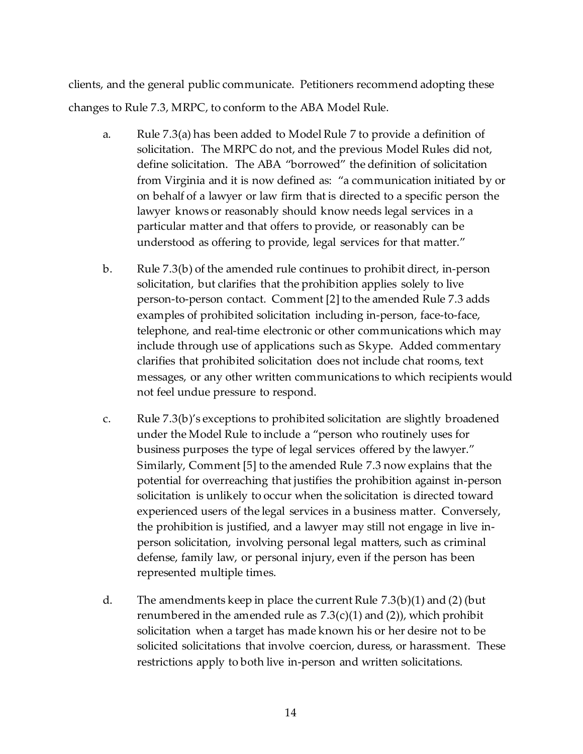clients, and the general public communicate. Petitioners recommend adopting these changes to Rule 7.3, MRPC, to conform to the ABA Model Rule.

a. Rule 7.3(a) has been added to Model Rule 7 to provide a definition of solicitation. The MRPC do not, and the previous Model Rules did not, define solicitation. The ABA "borrowed" the definition of solicitation from Virginia and it is now defined as: "a communication initiated by or on behalf of a lawyer or law firm that is directed to a specific person the lawyer knows or reasonably should know needs legal services in a particular matter and that offers to provide, or reasonably can be understood as offering to provide, legal services for that matter."

b. Rule 7.3(b) of the amended rule continues to prohibit direct, in-person solicitation, but clarifies that the prohibition applies solely to live person-to-person contact. Comment [2] to the amended Rule 7.3 adds examples of prohibited solicitation including in-person, face-to-face, telephone, and real-time electronic or other communications which may include through use of applications such as Skype. Added commentary clarifies that prohibited solicitation does not include chat rooms, text messages, or any other written communications to which recipients would not feel undue pressure to respond.

c. Rule 7.3(b)'s exceptions to prohibited solicitation are slightly broadened under the Model Rule to include a "person who routinely uses for business purposes the type of legal services offered by the lawyer." Similarly, Comment [5] to the amended Rule 7.3 now explains that the potential for overreaching that justifies the prohibition against in-person solicitation is unlikely to occur when the solicitation is directed toward experienced users of the legal services in a business matter. Conversely, the prohibition is justified, and a lawyer may still not engage in live in-person solicitation, involving personal legal matters, such as criminal defense, family law, or personal injury, even if the person has been represented multiple times.

d. The amendments keep in place the current Rule 7.3(b)(1) and (2) (but renumbered in the amended rule as 7.3(c)(1) and (2)), which prohibit solicitation when a target has made known his or her desire not to be solicited solicitations that involve coercion, duress, or harassment. These restrictions apply to both live in-person and written solicitations.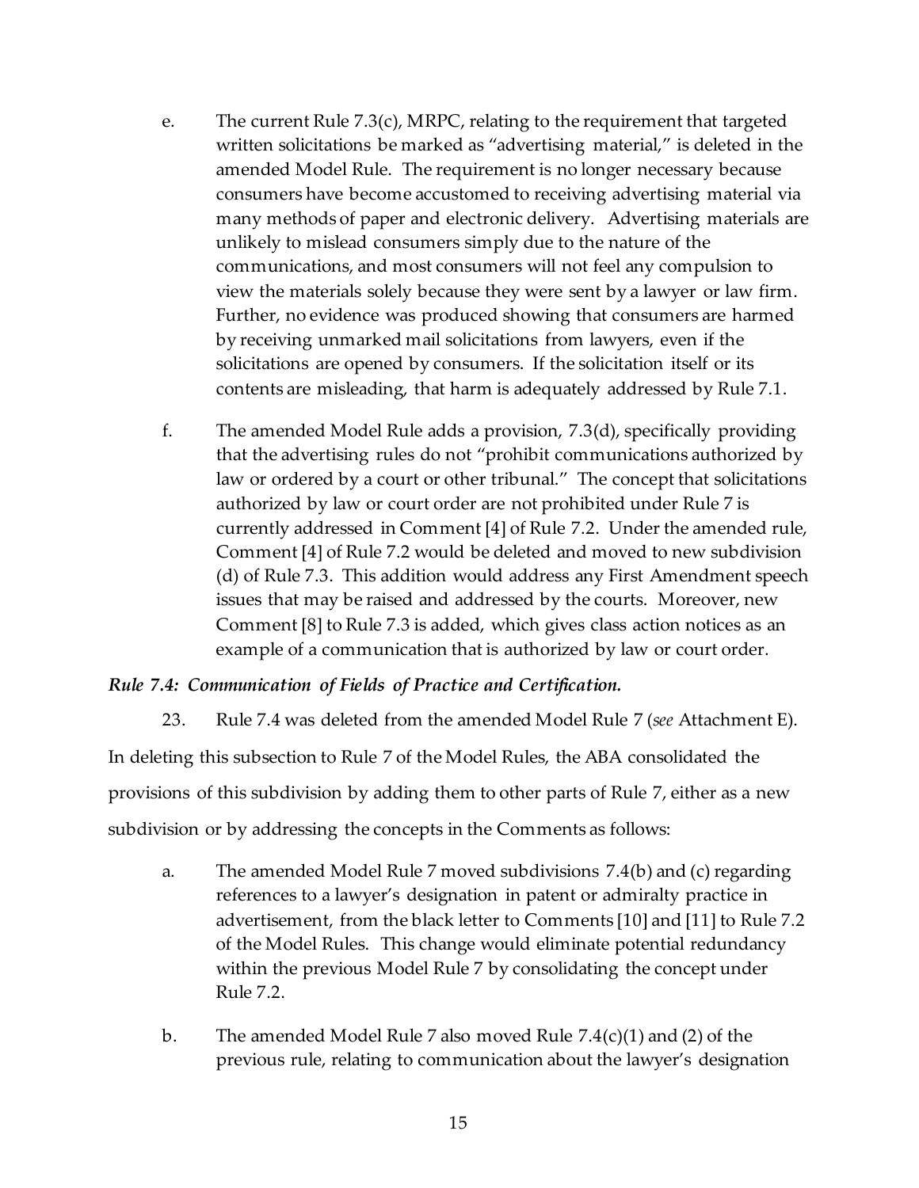e. The current Rule 7.3(c), MRPC, relating to the requirement that targeted written solicitations be marked as "advertising material," is deleted in the amended Model Rule. The requirement is no longer necessary because consumers have become accustomed to receiving advertising material via many methods of paper and electronic delivery. Advertising materials are unlikely to mislead consumers simply due to the nature of the communications, and most consumers will not feel any compulsion to view the materials solely because they were sent by a lawyer or law firm. Further, no evidence was produced showing that consumers are harmed by receiving unmarked mail solicitations from lawyers, even if the solicitations are opened by consumers. If the solicitation itself or its contents are misleading, that harm is adequately addressed by Rule 7.1.

f. The amended Model Rule adds a provision, 7.3(d), specifically providing that the advertising rules do not "prohibit communications authorized by law or ordered by a court or other tribunal." The concept that solicitations authorized by law or court order are not prohibited under Rule 7 is currently addressed in Comment [4] of Rule 7.2. Under the amended rule, Comment [4] of Rule 7.2 would be deleted and moved to new subdivision (d) of Rule 7.3. This addition would address any First Amendment speech issues that may be raised and addressed by the courts. Moreover, new Comment [8] to Rule 7.3 is added, which gives class action notices as an example of a communication that is authorized by law or court order.

***Rule 7.4: Communication of Fields of Practice and Certification.***

23. Rule 7.4 was deleted from the amended Model Rule 7 (*see* Attachment E). In deleting this subsection to Rule 7 of the Model Rules, the ABA consolidated the provisions of this subdivision by adding them to other parts of Rule 7, either as a new subdivision or by addressing the concepts in the Comments as follows:

a. The amended Model Rule 7 moved subdivisions 7.4(b) and (c) regarding references to a lawyer's designation in patent or admiralty practice in advertisement, from the black letter to Comments [10] and [11] to Rule 7.2 of the Model Rules. This change would eliminate potential redundancy within the previous Model Rule 7 by consolidating the concept under Rule 7.2.

b. The amended Model Rule 7 also moved Rule 7.4(c)(1) and (2) of the previous rule, relating to communication about the lawyer's designation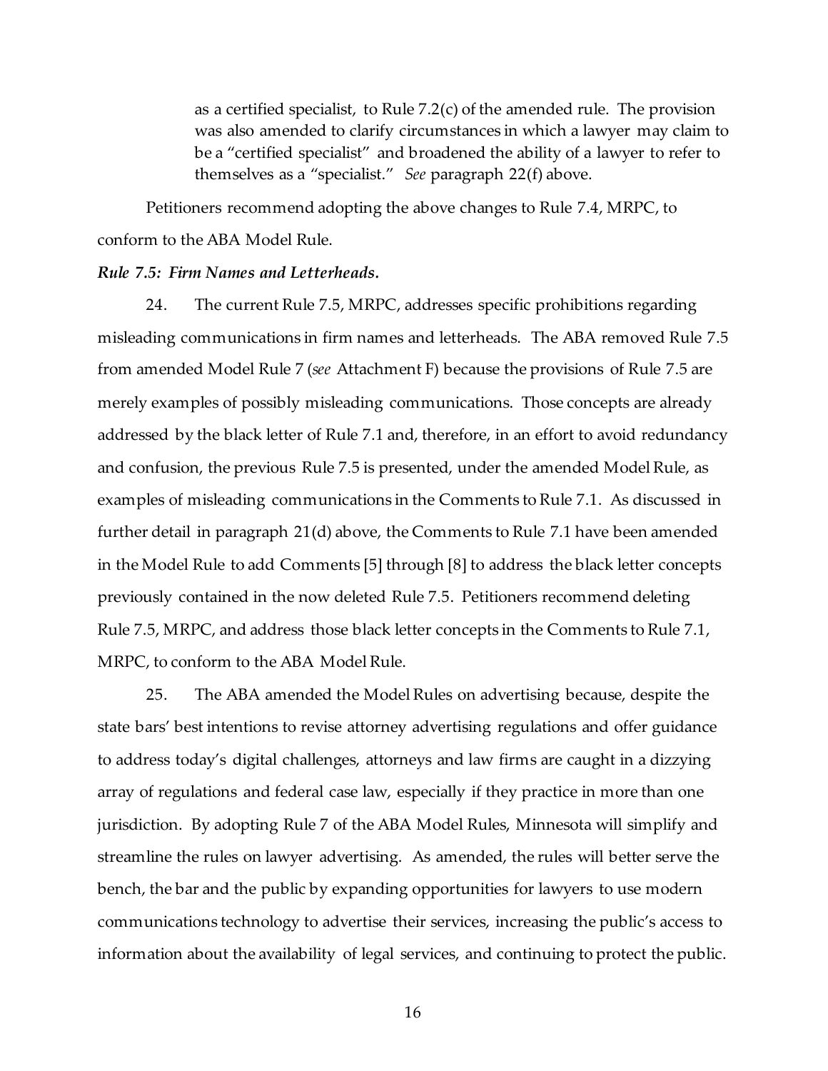as a certified specialist, to Rule 7.2(c) of the amended rule. The provision was also amended to clarify circumstances in which a lawyer may claim to be a "certified specialist" and broadened the ability of a lawyer to refer to themselves as a "specialist." *See* paragraph 22(f) above.

Petitioners recommend adopting the above changes to Rule 7.4, MRPC, to conform to the ABA Model Rule.

***Rule 7.5: Firm Names and Letterheads.***

24. The current Rule 7.5, MRPC, addresses specific prohibitions regarding misleading communications in firm names and letterheads. The ABA removed Rule 7.5 from amended Model Rule 7 (*see* Attachment F) because the provisions of Rule 7.5 are merely examples of possibly misleading communications. Those concepts are already addressed by the black letter of Rule 7.1 and, therefore, in an effort to avoid redundancy and confusion, the previous Rule 7.5 is presented, under the amended Model Rule, as examples of misleading communications in the Comments to Rule 7.1. As discussed in further detail in paragraph 21(d) above, the Comments to Rule 7.1 have been amended in the Model Rule to add Comments [5] through [8] to address the black letter concepts previously contained in the now deleted Rule 7.5. Petitioners recommend deleting Rule 7.5, MRPC, and address those black letter concepts in the Comments to Rule 7.1, MRPC, to conform to the ABA Model Rule.

25. The ABA amended the Model Rules on advertising because, despite the state bars' best intentions to revise attorney advertising regulations and offer guidance to address today's digital challenges, attorneys and law firms are caught in a dizzying array of regulations and federal case law, especially if they practice in more than one jurisdiction. By adopting Rule 7 of the ABA Model Rules, Minnesota will simplify and streamline the rules on lawyer advertising. As amended, the rules will better serve the bench, the bar and the public by expanding opportunities for lawyers to use modern communications technology to advertise their services, increasing the public's access to information about the availability of legal services, and continuing to protect the public.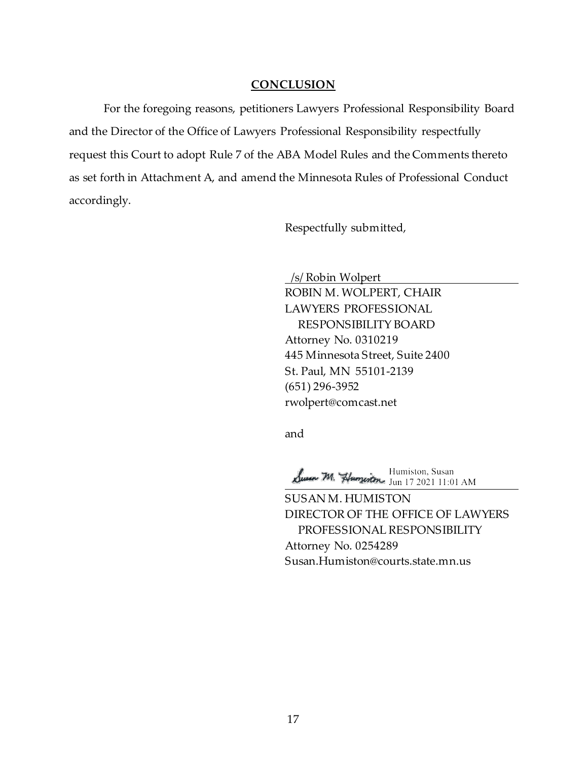## CONCLUSION

For the foregoing reasons, petitioners Lawyers Professional Responsibility Board and the Director of the Office of Lawyers Professional Responsibility respectfully request this Court to adopt Rule 7 of the ABA Model Rules and the Comments thereto as set forth in Attachment A, and amend the Minnesota Rules of Professional Conduct accordingly.

Respectfully submitted,

/s/ Robin Wolpert
ROBIN M. WOLPERT, CHAIR
LAWYERS PROFESSIONAL
RESPONSIBILITY BOARD
Attorney No. 0310219
445 Minnesota Street, Suite 2400
St. Paul, MN 55101-2139
(651) 296-3952
rwolpert@comcast.net

and

Susan M. Humiston — Humiston, Susan Jun 17 2021 11:01 AM

SUSAN M. HUMISTON
DIRECTOR OF THE OFFICE OF LAWYERS
PROFESSIONAL RESPONSIBILITY
Attorney No. 0254289
Susan.Humiston@courts.state.mn.us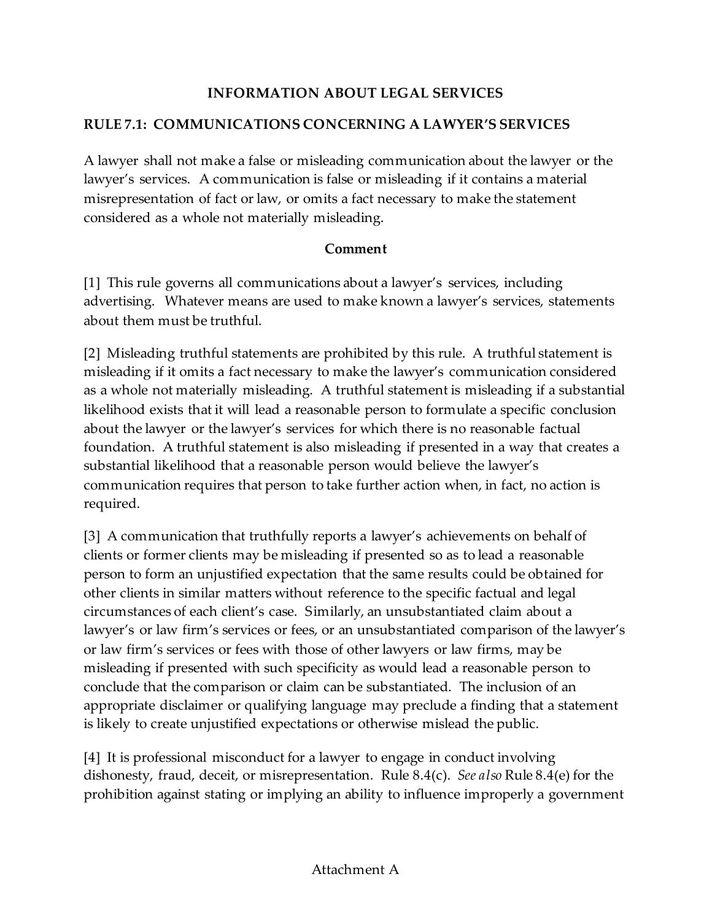## INFORMATION ABOUT LEGAL SERVICES

### RULE 7.1: COMMUNICATIONS CONCERNING A LAWYER'S SERVICES

A lawyer shall not make a false or misleading communication about the lawyer or the lawyer's services. A communication is false or misleading if it contains a material misrepresentation of fact or law, or omits a fact necessary to make the statement considered as a whole not materially misleading.

**Comment**

[1] This rule governs all communications about a lawyer's services, including advertising. Whatever means are used to make known a lawyer's services, statements about them must be truthful.

[2] Misleading truthful statements are prohibited by this rule. A truthful statement is misleading if it omits a fact necessary to make the lawyer's communication considered as a whole not materially misleading. A truthful statement is misleading if a substantial likelihood exists that it will lead a reasonable person to formulate a specific conclusion about the lawyer or the lawyer's services for which there is no reasonable factual foundation. A truthful statement is also misleading if presented in a way that creates a substantial likelihood that a reasonable person would believe the lawyer's communication requires that person to take further action when, in fact, no action is required.

[3] A communication that truthfully reports a lawyer's achievements on behalf of clients or former clients may be misleading if presented so as to lead a reasonable person to form an unjustified expectation that the same results could be obtained for other clients in similar matters without reference to the specific factual and legal circumstances of each client's case. Similarly, an unsubstantiated claim about a lawyer's or law firm's services or fees, or an unsubstantiated comparison of the lawyer's or law firm's services or fees with those of other lawyers or law firms, may be misleading if presented with such specificity as would lead a reasonable person to conclude that the comparison or claim can be substantiated. The inclusion of an appropriate disclaimer or qualifying language may preclude a finding that a statement is likely to create unjustified expectations or otherwise mislead the public.

[4] It is professional misconduct for a lawyer to engage in conduct involving dishonesty, fraud, deceit, or misrepresentation. Rule 8.4(c). *See also* Rule 8.4(e) for the prohibition against stating or implying an ability to influence improperly a government

Attachment A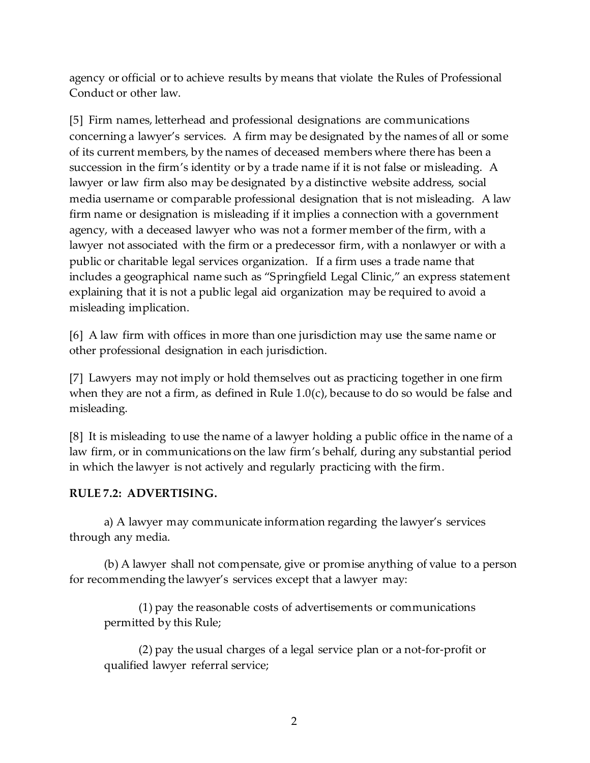agency or official or to achieve results by means that violate the Rules of Professional Conduct or other law.

[5] Firm names, letterhead and professional designations are communications concerning a lawyer's services. A firm may be designated by the names of all or some of its current members, by the names of deceased members where there has been a succession in the firm's identity or by a trade name if it is not false or misleading. A lawyer or law firm also may be designated by a distinctive website address, social media username or comparable professional designation that is not misleading. A law firm name or designation is misleading if it implies a connection with a government agency, with a deceased lawyer who was not a former member of the firm, with a lawyer not associated with the firm or a predecessor firm, with a nonlawyer or with a public or charitable legal services organization. If a firm uses a trade name that includes a geographical name such as "Springfield Legal Clinic," an express statement explaining that it is not a public legal aid organization may be required to avoid a misleading implication.

[6] A law firm with offices in more than one jurisdiction may use the same name or other professional designation in each jurisdiction.

[7] Lawyers may not imply or hold themselves out as practicing together in one firm when they are not a firm, as defined in Rule 1.0(c), because to do so would be false and misleading.

[8] It is misleading to use the name of a lawyer holding a public office in the name of a law firm, or in communications on the law firm's behalf, during any substantial period in which the lawyer is not actively and regularly practicing with the firm.

**RULE 7.2: ADVERTISING.**

a) A lawyer may communicate information regarding the lawyer's services through any media.

(b) A lawyer shall not compensate, give or promise anything of value to a person for recommending the lawyer's services except that a lawyer may:

(1) pay the reasonable costs of advertisements or communications permitted by this Rule;

(2) pay the usual charges of a legal service plan or a not-for-profit or qualified lawyer referral service;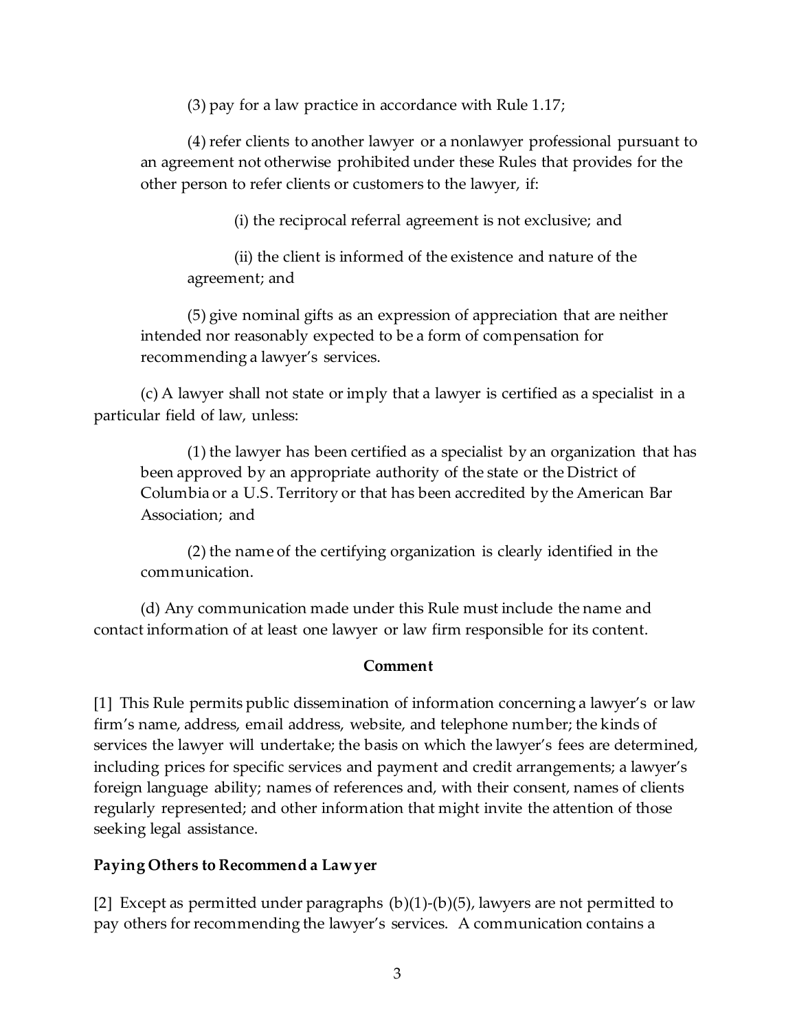(3) pay for a law practice in accordance with Rule 1.17;

(4) refer clients to another lawyer or a nonlawyer professional pursuant to an agreement not otherwise prohibited under these Rules that provides for the other person to refer clients or customers to the lawyer, if:

(i) the reciprocal referral agreement is not exclusive; and

(ii) the client is informed of the existence and nature of the agreement; and

(5) give nominal gifts as an expression of appreciation that are neither intended nor reasonably expected to be a form of compensation for recommending a lawyer's services.

(c) A lawyer shall not state or imply that a lawyer is certified as a specialist in a particular field of law, unless:

(1) the lawyer has been certified as a specialist by an organization that has been approved by an appropriate authority of the state or the District of Columbia or a U.S. Territory or that has been accredited by the American Bar Association; and

(2) the name of the certifying organization is clearly identified in the communication.

(d) Any communication made under this Rule must include the name and contact information of at least one lawyer or law firm responsible for its content.

**Comment**

[1] This Rule permits public dissemination of information concerning a lawyer's or law firm's name, address, email address, website, and telephone number; the kinds of services the lawyer will undertake; the basis on which the lawyer's fees are determined, including prices for specific services and payment and credit arrangements; a lawyer's foreign language ability; names of references and, with their consent, names of clients regularly represented; and other information that might invite the attention of those seeking legal assistance.

**Paying Others to Recommend a Lawyer**

[2] Except as permitted under paragraphs (b)(1)-(b)(5), lawyers are not permitted to pay others for recommending the lawyer's services. A communication contains a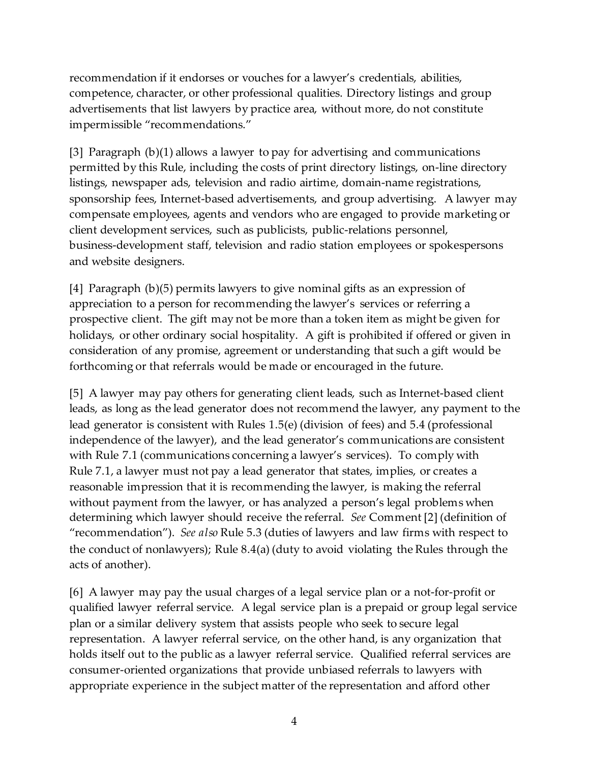recommendation if it endorses or vouches for a lawyer's credentials, abilities, competence, character, or other professional qualities. Directory listings and group advertisements that list lawyers by practice area, without more, do not constitute impermissible "recommendations."

[3] Paragraph (b)(1) allows a lawyer to pay for advertising and communications permitted by this Rule, including the costs of print directory listings, on-line directory listings, newspaper ads, television and radio airtime, domain-name registrations, sponsorship fees, Internet-based advertisements, and group advertising. A lawyer may compensate employees, agents and vendors who are engaged to provide marketing or client development services, such as publicists, public-relations personnel, business-development staff, television and radio station employees or spokespersons and website designers.

[4] Paragraph (b)(5) permits lawyers to give nominal gifts as an expression of appreciation to a person for recommending the lawyer's services or referring a prospective client. The gift may not be more than a token item as might be given for holidays, or other ordinary social hospitality. A gift is prohibited if offered or given in consideration of any promise, agreement or understanding that such a gift would be forthcoming or that referrals would be made or encouraged in the future.

[5] A lawyer may pay others for generating client leads, such as Internet-based client leads, as long as the lead generator does not recommend the lawyer, any payment to the lead generator is consistent with Rules 1.5(e) (division of fees) and 5.4 (professional independence of the lawyer), and the lead generator's communications are consistent with Rule 7.1 (communications concerning a lawyer's services). To comply with Rule 7.1, a lawyer must not pay a lead generator that states, implies, or creates a reasonable impression that it is recommending the lawyer, is making the referral without payment from the lawyer, or has analyzed a person's legal problems when determining which lawyer should receive the referral. *See* Comment [2] (definition of "recommendation"). *See also* Rule 5.3 (duties of lawyers and law firms with respect to the conduct of nonlawyers); Rule 8.4(a) (duty to avoid violating the Rules through the acts of another).

[6] A lawyer may pay the usual charges of a legal service plan or a not-for-profit or qualified lawyer referral service. A legal service plan is a prepaid or group legal service plan or a similar delivery system that assists people who seek to secure legal representation. A lawyer referral service, on the other hand, is any organization that holds itself out to the public as a lawyer referral service. Qualified referral services are consumer-oriented organizations that provide unbiased referrals to lawyers with appropriate experience in the subject matter of the representation and afford other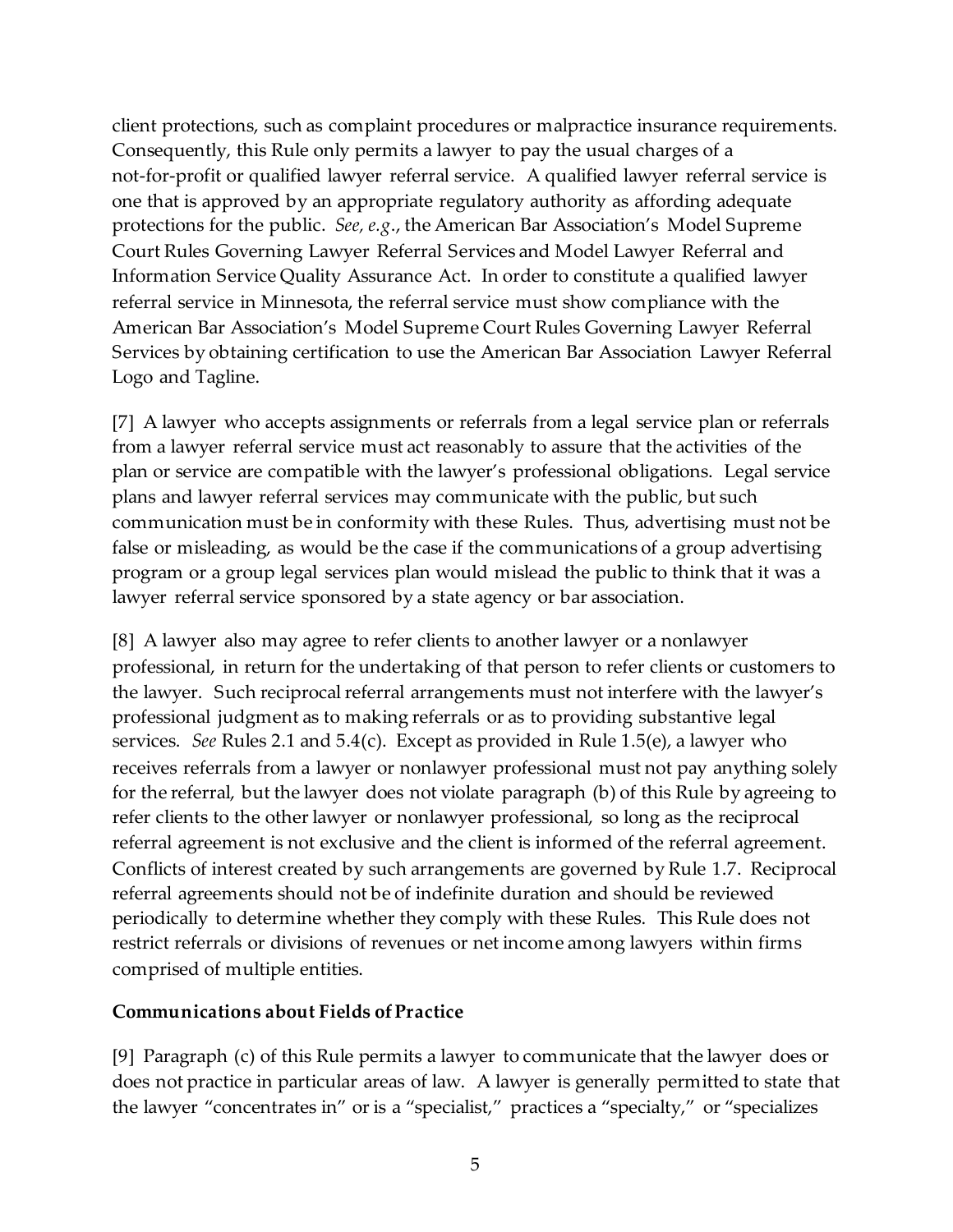client protections, such as complaint procedures or malpractice insurance requirements. Consequently, this Rule only permits a lawyer to pay the usual charges of a not-for-profit or qualified lawyer referral service. A qualified lawyer referral service is one that is approved by an appropriate regulatory authority as affording adequate protections for the public. *See, e.g.*, the American Bar Association's Model Supreme Court Rules Governing Lawyer Referral Services and Model Lawyer Referral and Information Service Quality Assurance Act. In order to constitute a qualified lawyer referral service in Minnesota, the referral service must show compliance with the American Bar Association's Model Supreme Court Rules Governing Lawyer Referral Services by obtaining certification to use the American Bar Association Lawyer Referral Logo and Tagline.

[7] A lawyer who accepts assignments or referrals from a legal service plan or referrals from a lawyer referral service must act reasonably to assure that the activities of the plan or service are compatible with the lawyer's professional obligations. Legal service plans and lawyer referral services may communicate with the public, but such communication must be in conformity with these Rules. Thus, advertising must not be false or misleading, as would be the case if the communications of a group advertising program or a group legal services plan would mislead the public to think that it was a lawyer referral service sponsored by a state agency or bar association.

[8] A lawyer also may agree to refer clients to another lawyer or a nonlawyer professional, in return for the undertaking of that person to refer clients or customers to the lawyer. Such reciprocal referral arrangements must not interfere with the lawyer's professional judgment as to making referrals or as to providing substantive legal services. *See* Rules 2.1 and 5.4(c). Except as provided in Rule 1.5(e), a lawyer who receives referrals from a lawyer or nonlawyer professional must not pay anything solely for the referral, but the lawyer does not violate paragraph (b) of this Rule by agreeing to refer clients to the other lawyer or nonlawyer professional, so long as the reciprocal referral agreement is not exclusive and the client is informed of the referral agreement. Conflicts of interest created by such arrangements are governed by Rule 1.7. Reciprocal referral agreements should not be of indefinite duration and should be reviewed periodically to determine whether they comply with these Rules. This Rule does not restrict referrals or divisions of revenues or net income among lawyers within firms comprised of multiple entities.

**Communications about Fields of Practice**

[9] Paragraph (c) of this Rule permits a lawyer to communicate that the lawyer does or does not practice in particular areas of law. A lawyer is generally permitted to state that the lawyer "concentrates in" or is a "specialist," practices a "specialty," or "specializes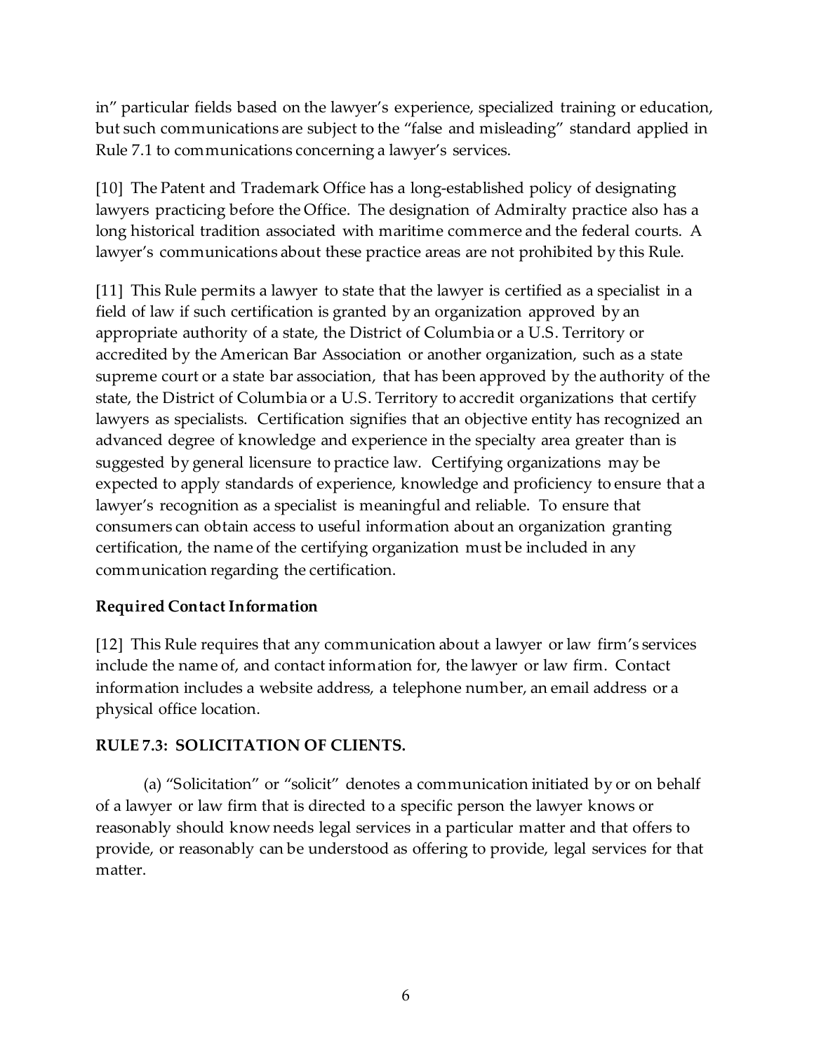in" particular fields based on the lawyer's experience, specialized training or education, but such communications are subject to the "false and misleading" standard applied in Rule 7.1 to communications concerning a lawyer's services.

[10] The Patent and Trademark Office has a long-established policy of designating lawyers practicing before the Office. The designation of Admiralty practice also has a long historical tradition associated with maritime commerce and the federal courts. A lawyer's communications about these practice areas are not prohibited by this Rule.

[11] This Rule permits a lawyer to state that the lawyer is certified as a specialist in a field of law if such certification is granted by an organization approved by an appropriate authority of a state, the District of Columbia or a U.S. Territory or accredited by the American Bar Association or another organization, such as a state supreme court or a state bar association, that has been approved by the authority of the state, the District of Columbia or a U.S. Territory to accredit organizations that certify lawyers as specialists. Certification signifies that an objective entity has recognized an advanced degree of knowledge and experience in the specialty area greater than is suggested by general licensure to practice law. Certifying organizations may be expected to apply standards of experience, knowledge and proficiency to ensure that a lawyer's recognition as a specialist is meaningful and reliable. To ensure that consumers can obtain access to useful information about an organization granting certification, the name of the certifying organization must be included in any communication regarding the certification.

**Required Contact Information**

[12] This Rule requires that any communication about a lawyer or law firm's services include the name of, and contact information for, the lawyer or law firm. Contact information includes a website address, a telephone number, an email address or a physical office location.

**RULE 7.3: SOLICITATION OF CLIENTS.**

(a) "Solicitation" or "solicit" denotes a communication initiated by or on behalf of a lawyer or law firm that is directed to a specific person the lawyer knows or reasonably should know needs legal services in a particular matter and that offers to provide, or reasonably can be understood as offering to provide, legal services for that matter.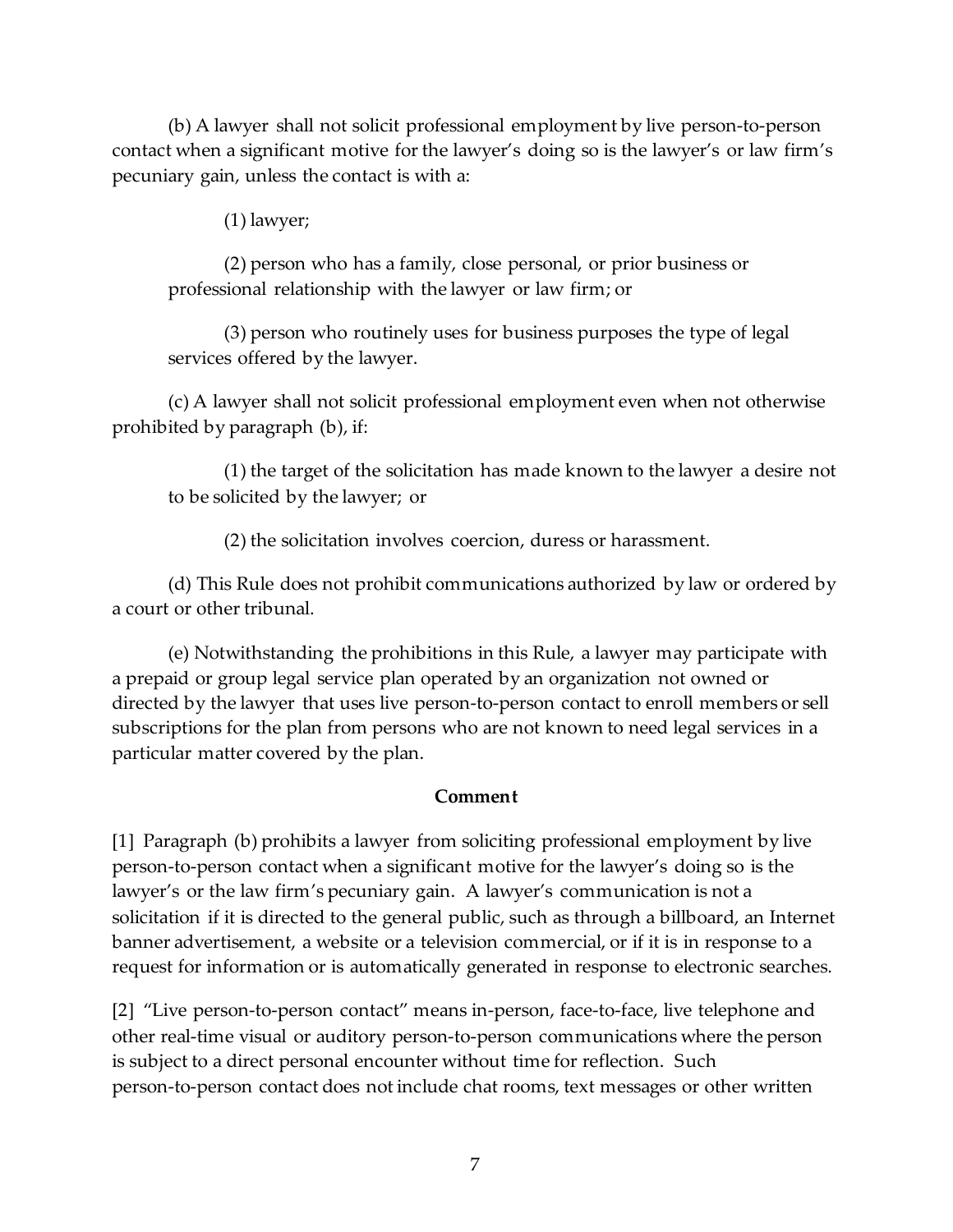(b) A lawyer shall not solicit professional employment by live person-to-person contact when a significant motive for the lawyer's doing so is the lawyer's or law firm's pecuniary gain, unless the contact is with a:

(1) lawyer;

(2) person who has a family, close personal, or prior business or professional relationship with the lawyer or law firm; or

(3) person who routinely uses for business purposes the type of legal services offered by the lawyer.

(c) A lawyer shall not solicit professional employment even when not otherwise prohibited by paragraph (b), if:

(1) the target of the solicitation has made known to the lawyer a desire not to be solicited by the lawyer; or

(2) the solicitation involves coercion, duress or harassment.

(d) This Rule does not prohibit communications authorized by law or ordered by a court or other tribunal.

(e) Notwithstanding the prohibitions in this Rule, a lawyer may participate with a prepaid or group legal service plan operated by an organization not owned or directed by the lawyer that uses live person-to-person contact to enroll members or sell subscriptions for the plan from persons who are not known to need legal services in a particular matter covered by the plan.

**Comment**

[1] Paragraph (b) prohibits a lawyer from soliciting professional employment by live person-to-person contact when a significant motive for the lawyer's doing so is the lawyer's or the law firm's pecuniary gain. A lawyer's communication is not a solicitation if it is directed to the general public, such as through a billboard, an Internet banner advertisement, a website or a television commercial, or if it is in response to a request for information or is automatically generated in response to electronic searches.

[2] "Live person-to-person contact" means in-person, face-to-face, live telephone and other real-time visual or auditory person-to-person communications where the person is subject to a direct personal encounter without time for reflection. Such person-to-person contact does not include chat rooms, text messages or other written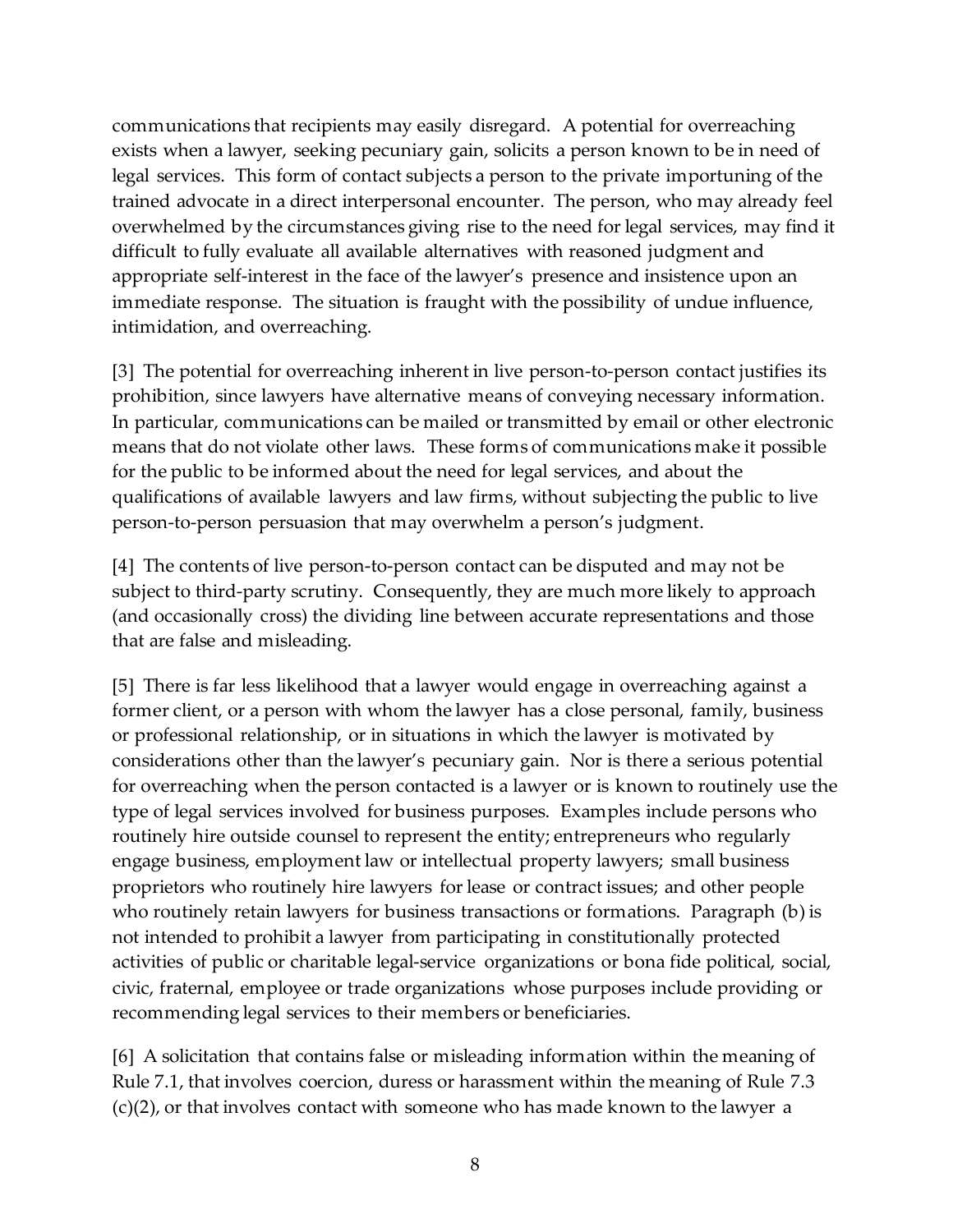communications that recipients may easily disregard. A potential for overreaching exists when a lawyer, seeking pecuniary gain, solicits a person known to be in need of legal services. This form of contact subjects a person to the private importuning of the trained advocate in a direct interpersonal encounter. The person, who may already feel overwhelmed by the circumstances giving rise to the need for legal services, may find it difficult to fully evaluate all available alternatives with reasoned judgment and appropriate self-interest in the face of the lawyer's presence and insistence upon an immediate response. The situation is fraught with the possibility of undue influence, intimidation, and overreaching.

[3] The potential for overreaching inherent in live person-to-person contact justifies its prohibition, since lawyers have alternative means of conveying necessary information. In particular, communications can be mailed or transmitted by email or other electronic means that do not violate other laws. These forms of communications make it possible for the public to be informed about the need for legal services, and about the qualifications of available lawyers and law firms, without subjecting the public to live person-to-person persuasion that may overwhelm a person's judgment.

[4] The contents of live person-to-person contact can be disputed and may not be subject to third-party scrutiny. Consequently, they are much more likely to approach (and occasionally cross) the dividing line between accurate representations and those that are false and misleading.

[5] There is far less likelihood that a lawyer would engage in overreaching against a former client, or a person with whom the lawyer has a close personal, family, business or professional relationship, or in situations in which the lawyer is motivated by considerations other than the lawyer's pecuniary gain. Nor is there a serious potential for overreaching when the person contacted is a lawyer or is known to routinely use the type of legal services involved for business purposes. Examples include persons who routinely hire outside counsel to represent the entity; entrepreneurs who regularly engage business, employment law or intellectual property lawyers; small business proprietors who routinely hire lawyers for lease or contract issues; and other people who routinely retain lawyers for business transactions or formations. Paragraph (b) is not intended to prohibit a lawyer from participating in constitutionally protected activities of public or charitable legal-service organizations or bona fide political, social, civic, fraternal, employee or trade organizations whose purposes include providing or recommending legal services to their members or beneficiaries.

[6] A solicitation that contains false or misleading information within the meaning of Rule 7.1, that involves coercion, duress or harassment within the meaning of Rule 7.3 (c)(2), or that involves contact with someone who has made known to the lawyer a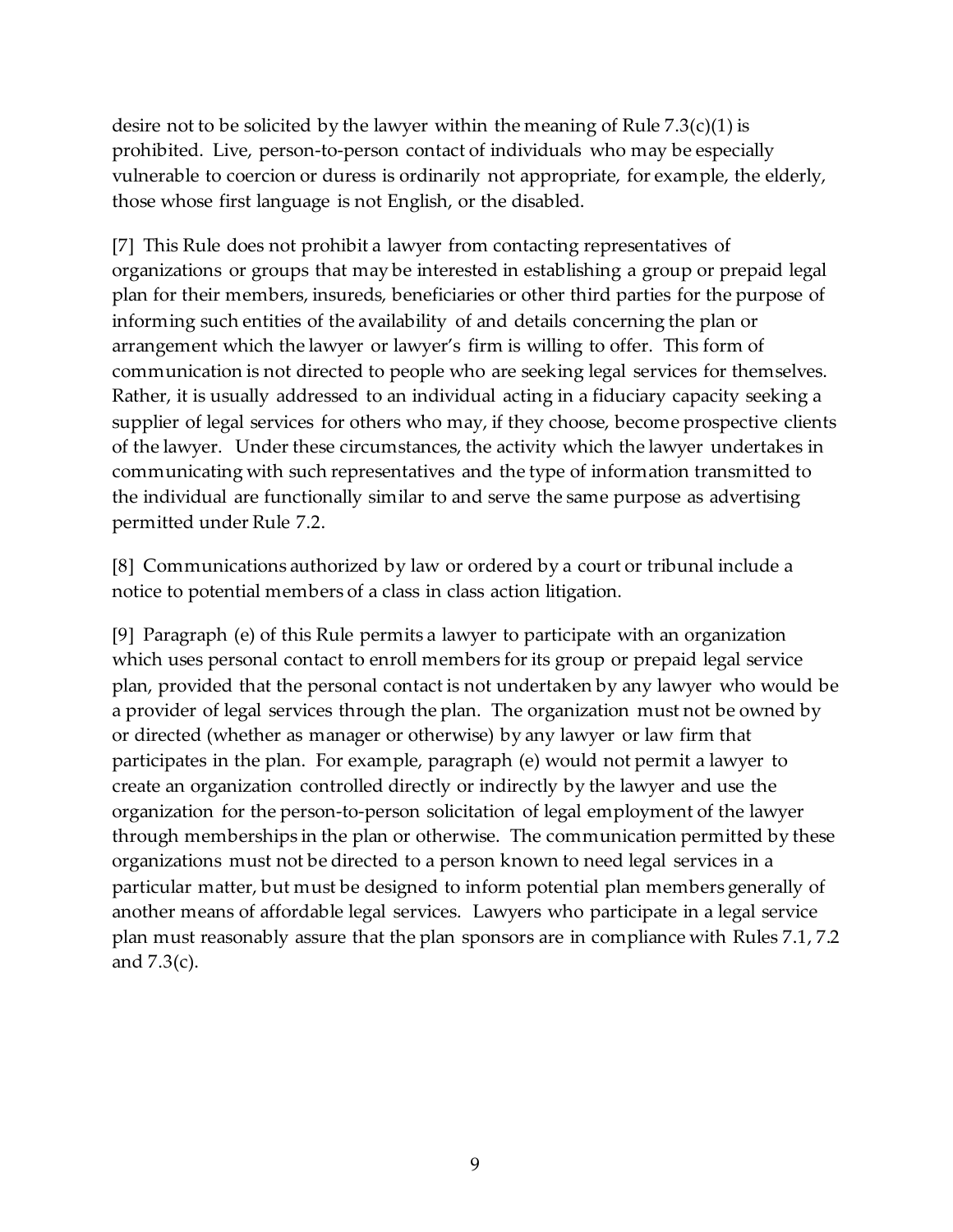desire not to be solicited by the lawyer within the meaning of Rule 7.3(c)(1) is prohibited. Live, person-to-person contact of individuals who may be especially vulnerable to coercion or duress is ordinarily not appropriate, for example, the elderly, those whose first language is not English, or the disabled.

[7] This Rule does not prohibit a lawyer from contacting representatives of organizations or groups that may be interested in establishing a group or prepaid legal plan for their members, insureds, beneficiaries or other third parties for the purpose of informing such entities of the availability of and details concerning the plan or arrangement which the lawyer or lawyer's firm is willing to offer. This form of communication is not directed to people who are seeking legal services for themselves. Rather, it is usually addressed to an individual acting in a fiduciary capacity seeking a supplier of legal services for others who may, if they choose, become prospective clients of the lawyer. Under these circumstances, the activity which the lawyer undertakes in communicating with such representatives and the type of information transmitted to the individual are functionally similar to and serve the same purpose as advertising permitted under Rule 7.2.

[8] Communications authorized by law or ordered by a court or tribunal include a notice to potential members of a class in class action litigation.

[9] Paragraph (e) of this Rule permits a lawyer to participate with an organization which uses personal contact to enroll members for its group or prepaid legal service plan, provided that the personal contact is not undertaken by any lawyer who would be a provider of legal services through the plan. The organization must not be owned by or directed (whether as manager or otherwise) by any lawyer or law firm that participates in the plan. For example, paragraph (e) would not permit a lawyer to create an organization controlled directly or indirectly by the lawyer and use the organization for the person-to-person solicitation of legal employment of the lawyer through memberships in the plan or otherwise. The communication permitted by these organizations must not be directed to a person known to need legal services in a particular matter, but must be designed to inform potential plan members generally of another means of affordable legal services. Lawyers who participate in a legal service plan must reasonably assure that the plan sponsors are in compliance with Rules 7.1, 7.2 and 7.3(c).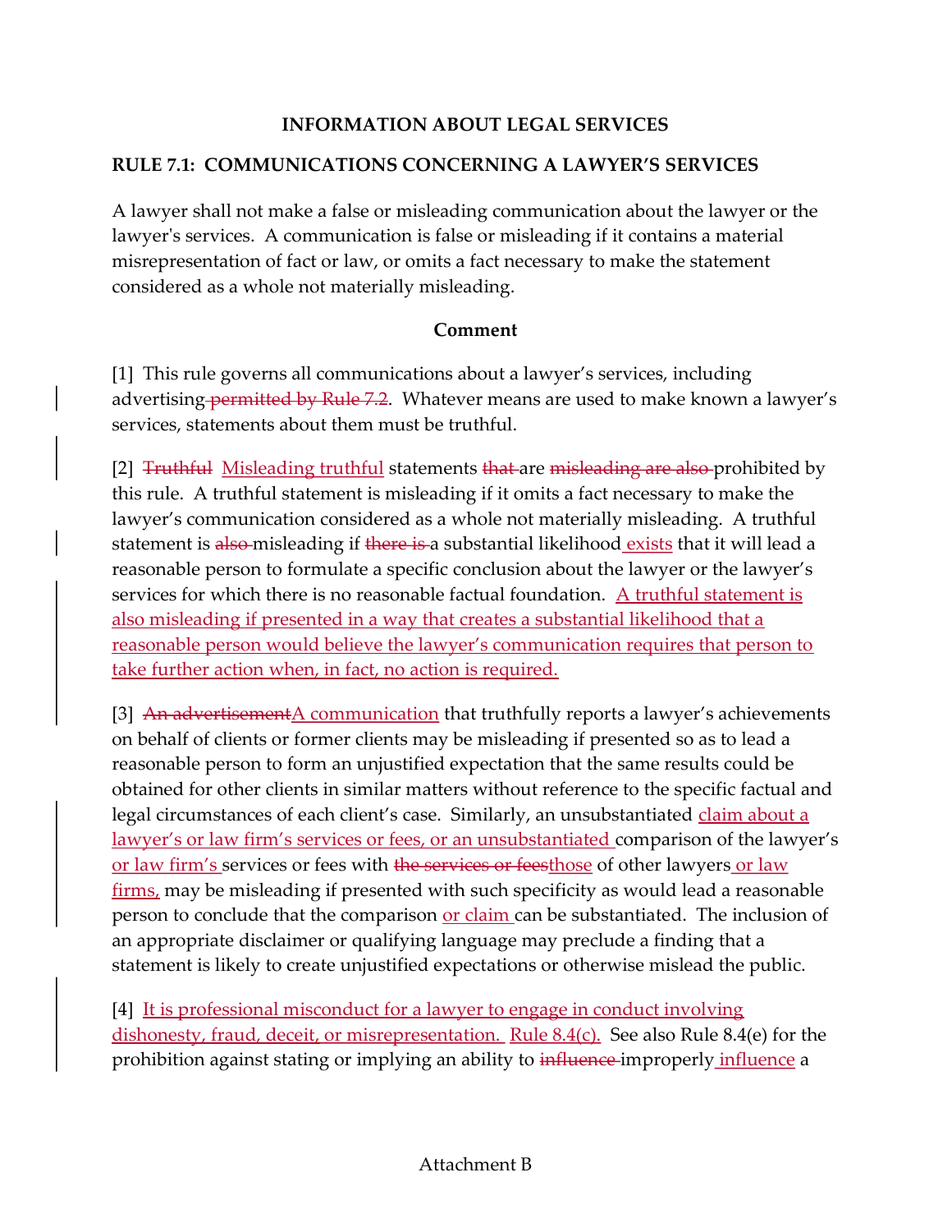**INFORMATION ABOUT LEGAL SERVICES**

## RULE 7.1: COMMUNICATIONS CONCERNING A LAWYER'S SERVICES

A lawyer shall not make a false or misleading communication about the lawyer or the lawyer's services. A communication is false or misleading if it contains a material misrepresentation of fact or law, or omits a fact necessary to make the statement considered as a whole not materially misleading.

### Comment

[1] This rule governs all communications about a lawyer's services, including advertising ~~permitted by Rule 7.2~~. Whatever means are used to make known a lawyer's services, statements about them must be truthful.

[2] ~~Truthful~~ <u>Misleading truthful</u> statements ~~that~~ are ~~misleading are also~~ prohibited by this rule. A truthful statement is misleading if it omits a fact necessary to make the lawyer's communication considered as a whole not materially misleading. A truthful statement is ~~also~~ misleading if ~~there is~~ a substantial likelihood <u>exists</u> that it will lead a reasonable person to formulate a specific conclusion about the lawyer or the lawyer's services for which there is no reasonable factual foundation. <u>A truthful statement is also misleading if presented in a way that creates a substantial likelihood that a reasonable person would believe the lawyer's communication requires that person to take further action when, in fact, no action is required.</u>

[3] ~~An advertisement~~<u>A communication</u> that truthfully reports a lawyer's achievements on behalf of clients or former clients may be misleading if presented so as to lead a reasonable person to form an unjustified expectation that the same results could be obtained for other clients in similar matters without reference to the specific factual and legal circumstances of each client's case. Similarly, an unsubstantiated <u>claim about a lawyer's or law firm's services or fees, or an unsubstantiated</u> comparison of the lawyer's <u>or law firm's</u> services or fees with ~~the services or fees~~<u>those</u> of other lawyers<u>, or law firms,</u> may be misleading if presented with such specificity as would lead a reasonable person to conclude that the comparison <u>or claim</u> can be substantiated. The inclusion of an appropriate disclaimer or qualifying language may preclude a finding that a statement is likely to create unjustified expectations or otherwise mislead the public.

[4] <u>It is professional misconduct for a lawyer to engage in conduct involving dishonesty, fraud, deceit, or misrepresentation. Rule 8.4(c).</u> See also Rule 8.4(e) for the prohibition against stating or implying an ability to ~~influence~~ improperly <u>influence</u> a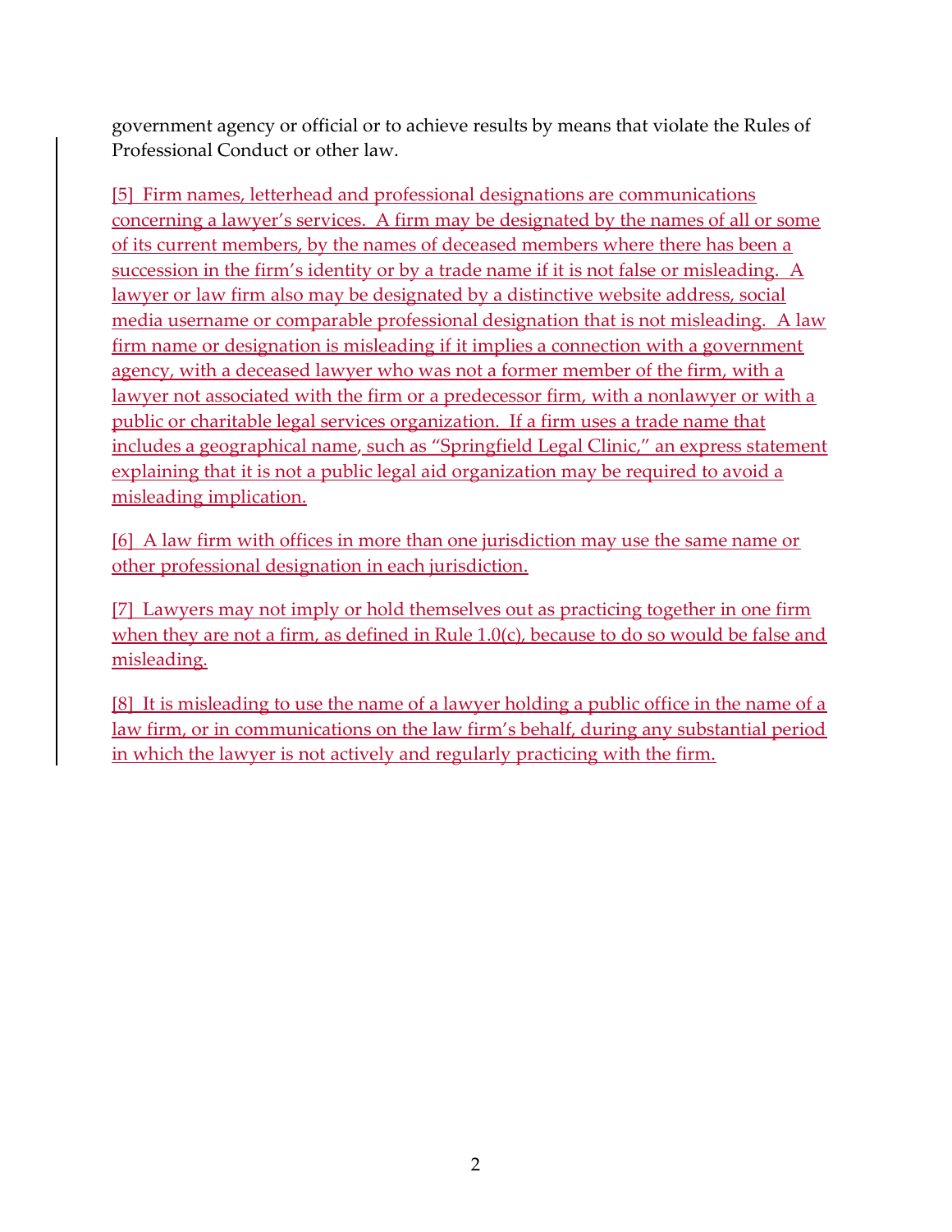government agency or official or to achieve results by means that violate the Rules of Professional Conduct or other law.

[5] Firm names, letterhead and professional designations are communications concerning a lawyer's services. A firm may be designated by the names of all or some of its current members, by the names of deceased members where there has been a succession in the firm's identity or by a trade name if it is not false or misleading. A lawyer or law firm also may be designated by a distinctive website address, social media username or comparable professional designation that is not misleading. A law firm name or designation is misleading if it implies a connection with a government agency, with a deceased lawyer who was not a former member of the firm, with a lawyer not associated with the firm or a predecessor firm, with a nonlawyer or with a public or charitable legal services organization. If a firm uses a trade name that includes a geographical name, such as "Springfield Legal Clinic," an express statement explaining that it is not a public legal aid organization may be required to avoid a misleading implication.

[6] A law firm with offices in more than one jurisdiction may use the same name or other professional designation in each jurisdiction.

[7] Lawyers may not imply or hold themselves out as practicing together in one firm when they are not a firm, as defined in Rule 1.0(c), because to do so would be false and misleading.

[8] It is misleading to use the name of a lawyer holding a public office in the name of a law firm, or in communications on the law firm's behalf, during any substantial period in which the lawyer is not actively and regularly practicing with the firm.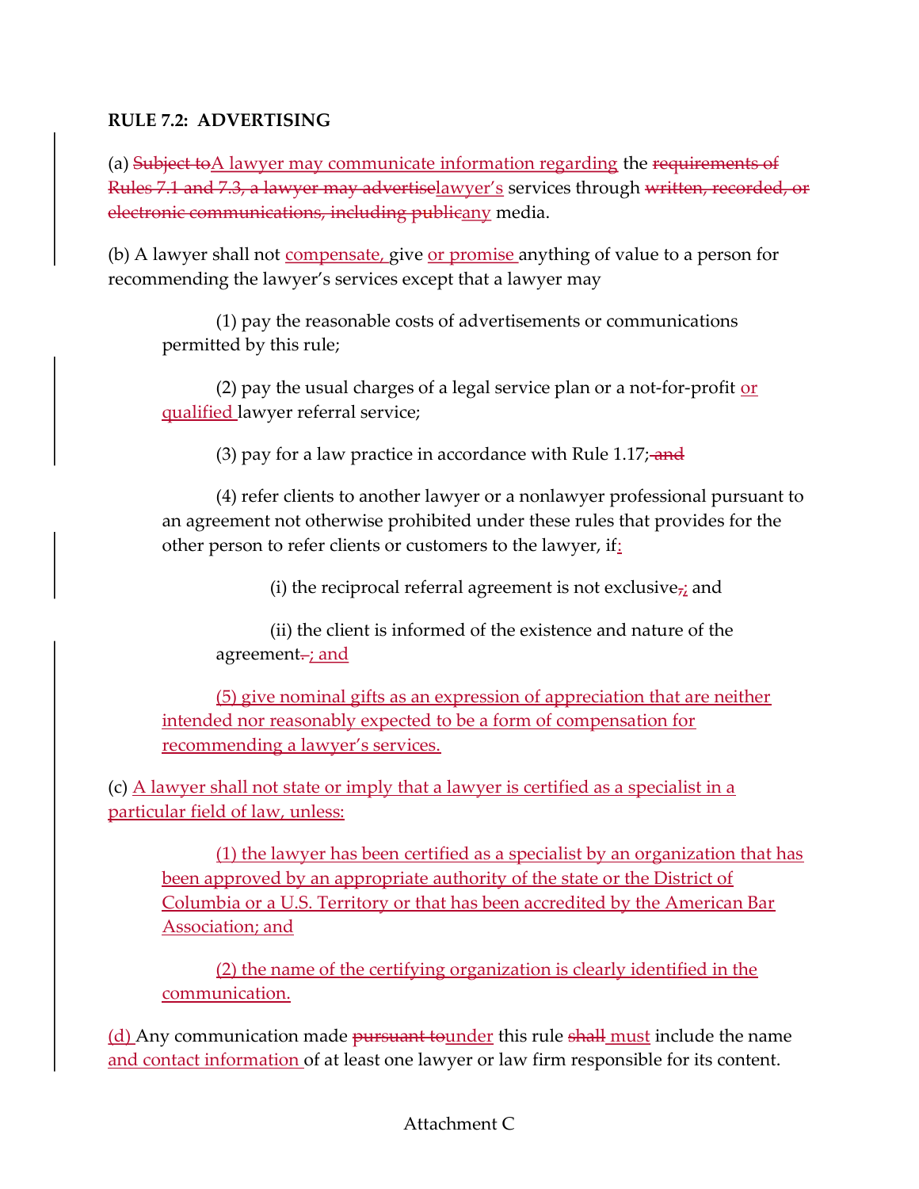**RULE 7.2: ADVERTISING**

(a) ~~Subject to~~<u>A lawyer may communicate information regarding</u> the ~~requirements of Rules 7.1 and 7.3, a lawyer may advertise~~<u>lawyer's</u> services through ~~written, recorded, or electronic communications, including public~~<u>any</u> media.

(b) A lawyer shall not <u>compensate,</u> give <u>or promise</u> anything of value to a person for recommending the lawyer's services except that a lawyer may

(1) pay the reasonable costs of advertisements or communications permitted by this rule;

(2) pay the usual charges of a legal service plan or a not-for-profit <u>or qualified</u> lawyer referral service;

(3) pay for a law practice in accordance with Rule 1.17;~~ and~~

(4) refer clients to another lawyer or a nonlawyer professional pursuant to an agreement not otherwise prohibited under these rules that provides for the other person to refer clients or customers to the lawyer, if<u>:</u>

(i) the reciprocal referral agreement is not exclusive~~,~~<u>;</u> and

(ii) the client is informed of the existence and nature of the agreement~~.~~<u>; and</u>

<u>(5) give nominal gifts as an expression of appreciation that are neither intended nor reasonably expected to be a form of compensation for recommending a lawyer's services.</u>

(c) <u>A lawyer shall not state or imply that a lawyer is certified as a specialist in a particular field of law, unless:</u>

<u>(1) the lawyer has been certified as a specialist by an organization that has been approved by an appropriate authority of the state or the District of Columbia or a U.S. Territory or that has been accredited by the American Bar Association; and</u>

<u>(2) the name of the certifying organization is clearly identified in the communication.</u>

<u>(d)</u> Any communication made ~~pursuant to~~<u>under</u> this rule ~~shall~~ <u>must</u> include the name <u>and contact information</u> of at least one lawyer or law firm responsible for its content.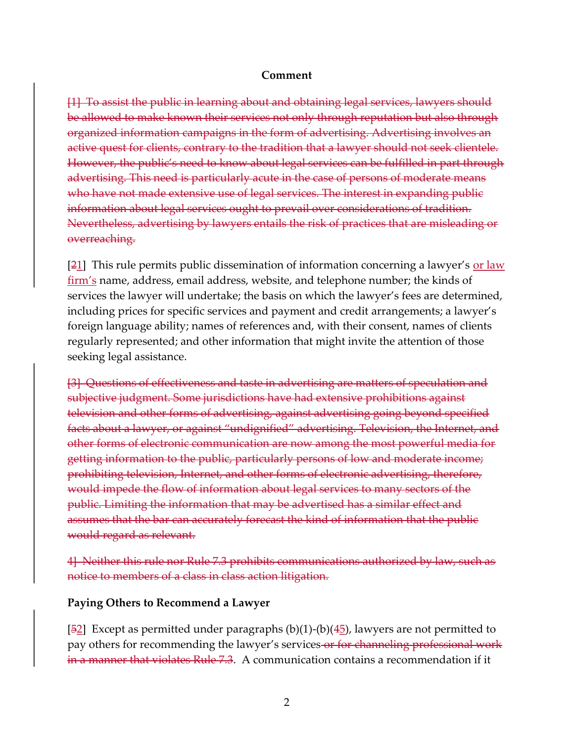**Comment**

~~[1] To assist the public in learning about and obtaining legal services, lawyers should be allowed to make known their services not only through reputation but also through organized information campaigns in the form of advertising. Advertising involves an active quest for clients, contrary to the tradition that a lawyer should not seek clientele. However, the public's need to know about legal services can be fulfilled in part through advertising. This need is particularly acute in the case of persons of moderate means who have not made extensive use of legal services. The interest in expanding public information about legal services ought to prevail over considerations of tradition. Nevertheless, advertising by lawyers entails the risk of practices that are misleading or overreaching.~~

[~~2~~<u>1</u>] This rule permits public dissemination of information concerning a lawyer's <u>or law firm's</u> name, address, email address, website, and telephone number; the kinds of services the lawyer will undertake; the basis on which the lawyer's fees are determined, including prices for specific services and payment and credit arrangements; a lawyer's foreign language ability; names of references and, with their consent, names of clients regularly represented; and other information that might invite the attention of those seeking legal assistance.

~~[3] Questions of effectiveness and taste in advertising are matters of speculation and subjective judgment. Some jurisdictions have had extensive prohibitions against television and other forms of advertising, against advertising going beyond specified facts about a lawyer, or against "undignified" advertising. Television, the Internet, and other forms of electronic communication are now among the most powerful media for getting information to the public, particularly persons of low and moderate income; prohibiting television, Internet, and other forms of electronic advertising, therefore, would impede the flow of information about legal services to many sectors of the public. Limiting the information that may be advertised has a similar effect and assumes that the bar can accurately forecast the kind of information that the public would regard as relevant.~~

~~4] Neither this rule nor Rule 7.3 prohibits communications authorized by law, such as notice to members of a class in class action litigation.~~

**Paying Others to Recommend a Lawyer**

[~~5~~<u>2</u>] Except as permitted under paragraphs (b)(1)-(b)(~~4~~<u>5</u>), lawyers are not permitted to pay others for recommending the lawyer's services~~ or for channeling professional work in a manner that violates Rule 7.3~~. A communication contains a recommendation if it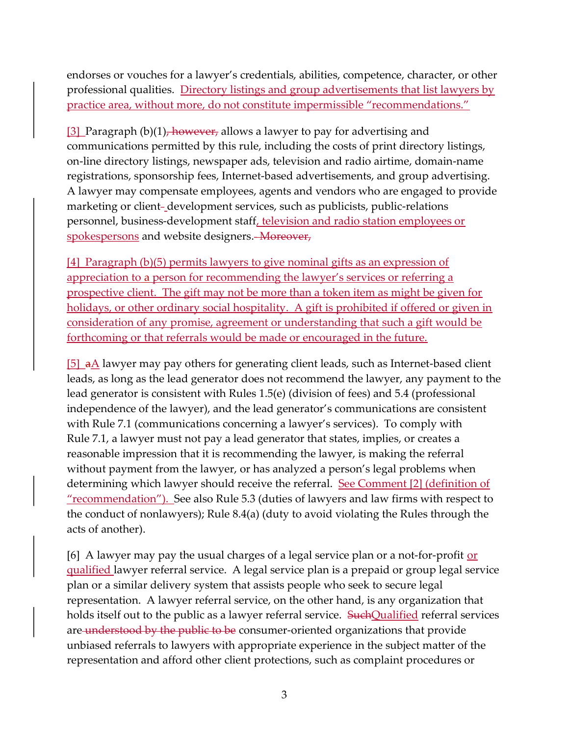endorses or vouches for a lawyer's credentials, abilities, competence, character, or other professional qualities. Directory listings and group advertisements that list lawyers by practice area, without more, do not constitute impermissible "recommendations."

[3] Paragraph (b)(1), however, allows a lawyer to pay for advertising and communications permitted by this rule, including the costs of print directory listings, on-line directory listings, newspaper ads, television and radio airtime, domain-name registrations, sponsorship fees, Internet-based advertisements, and group advertising. A lawyer may compensate employees, agents and vendors who are engaged to provide marketing or client- development services, such as publicists, public-relations personnel, business-development staff, television and radio station employees or spokespersons and website designers. Moreover,

[4] Paragraph (b)(5) permits lawyers to give nominal gifts as an expression of appreciation to a person for recommending the lawyer's services or referring a prospective client. The gift may not be more than a token item as might be given for holidays, or other ordinary social hospitality. A gift is prohibited if offered or given in consideration of any promise, agreement or understanding that such a gift would be forthcoming or that referrals would be made or encouraged in the future.

[5] aA lawyer may pay others for generating client leads, such as Internet-based client leads, as long as the lead generator does not recommend the lawyer, any payment to the lead generator is consistent with Rules 1.5(e) (division of fees) and 5.4 (professional independence of the lawyer), and the lead generator's communications are consistent with Rule 7.1 (communications concerning a lawyer's services). To comply with Rule 7.1, a lawyer must not pay a lead generator that states, implies, or creates a reasonable impression that it is recommending the lawyer, is making the referral without payment from the lawyer, or has analyzed a person's legal problems when determining which lawyer should receive the referral. See Comment [2] (definition of "recommendation"). See also Rule 5.3 (duties of lawyers and law firms with respect to the conduct of nonlawyers); Rule 8.4(a) (duty to avoid violating the Rules through the acts of another).

[6] A lawyer may pay the usual charges of a legal service plan or a not-for-profit or qualified lawyer referral service. A legal service plan is a prepaid or group legal service plan or a similar delivery system that assists people who seek to secure legal representation. A lawyer referral service, on the other hand, is any organization that holds itself out to the public as a lawyer referral service. SuchQualified referral services are understood by the public to be consumer-oriented organizations that provide unbiased referrals to lawyers with appropriate experience in the subject matter of the representation and afford other client protections, such as complaint procedures or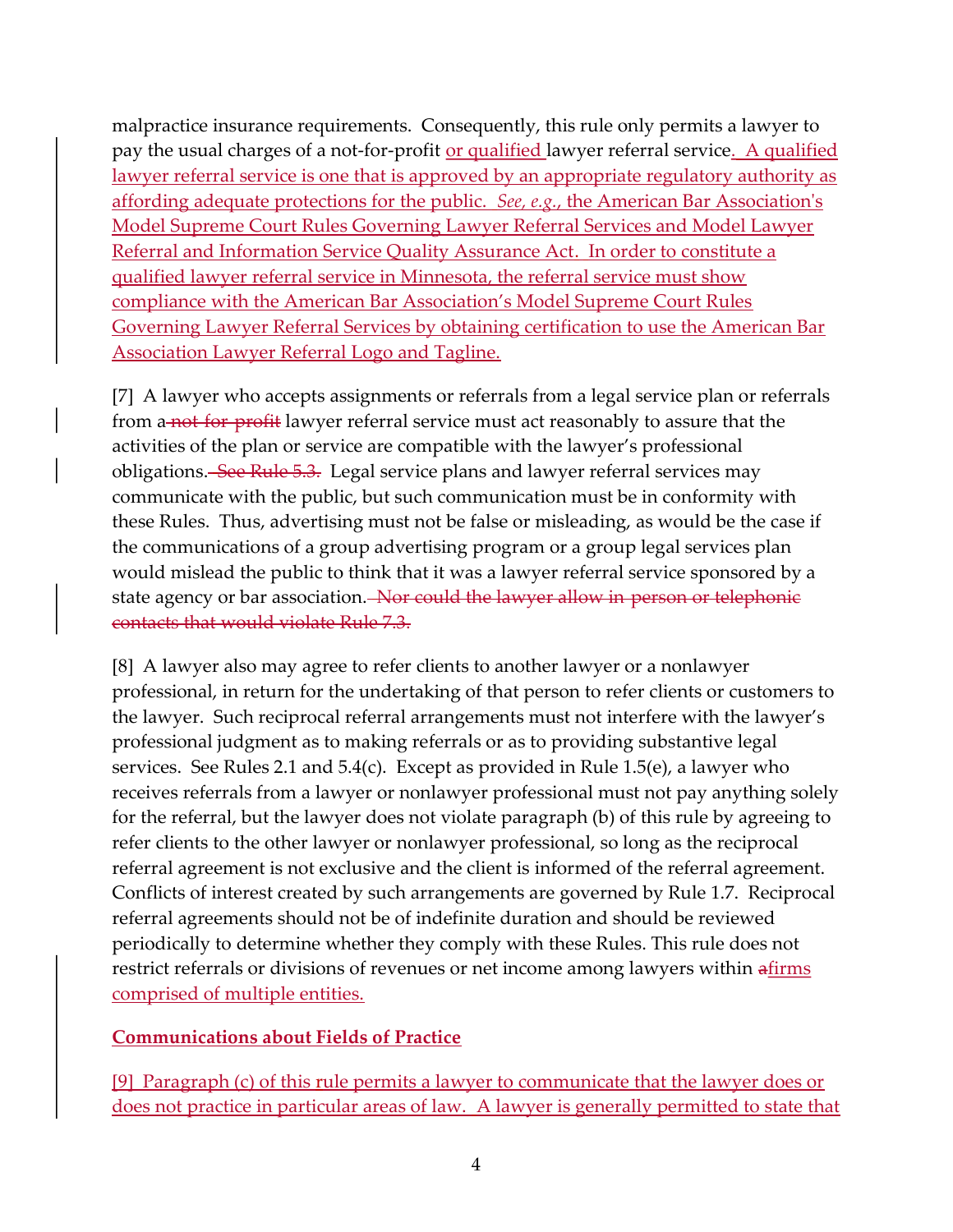malpractice insurance requirements. Consequently, this rule only permits a lawyer to pay the usual charges of a not-for-profit <u>or qualified</u> lawyer referral service<u>. A qualified lawyer referral service is one that is approved by an appropriate regulatory authority as affording adequate protections for the public. *See, e.g.*, the American Bar Association's Model Supreme Court Rules Governing Lawyer Referral Services and Model Lawyer Referral and Information Service Quality Assurance Act. In order to constitute a qualified lawyer referral service in Minnesota, the referral service must show compliance with the American Bar Association's Model Supreme Court Rules Governing Lawyer Referral Services by obtaining certification to use the American Bar Association Lawyer Referral Logo and Tagline.</u>

[7] A lawyer who accepts assignments or referrals from a legal service plan or referrals from a ~~not-for-profit~~ lawyer referral service must act reasonably to assure that the activities of the plan or service are compatible with the lawyer's professional obligations. ~~See Rule 5.3.~~ Legal service plans and lawyer referral services may communicate with the public, but such communication must be in conformity with these Rules. Thus, advertising must not be false or misleading, as would be the case if the communications of a group advertising program or a group legal services plan would mislead the public to think that it was a lawyer referral service sponsored by a state agency or bar association. ~~Nor could the lawyer allow in-person or telephonic contacts that would violate Rule 7.3.~~

[8] A lawyer also may agree to refer clients to another lawyer or a nonlawyer professional, in return for the undertaking of that person to refer clients or customers to the lawyer. Such reciprocal referral arrangements must not interfere with the lawyer's professional judgment as to making referrals or as to providing substantive legal services. See Rules 2.1 and 5.4(c). Except as provided in Rule 1.5(e), a lawyer who receives referrals from a lawyer or nonlawyer professional must not pay anything solely for the referral, but the lawyer does not violate paragraph (b) of this rule by agreeing to refer clients to the other lawyer or nonlawyer professional, so long as the reciprocal referral agreement is not exclusive and the client is informed of the referral agreement. Conflicts of interest created by such arrangements are governed by Rule 1.7. Reciprocal referral agreements should not be of indefinite duration and should be reviewed periodically to determine whether they comply with these Rules. This rule does not restrict referrals or divisions of revenues or net income among lawyers within ~~a~~<u>firms comprised of multiple entities.</u>

<u>**Communications about Fields of Practice**</u>

<u>[9] Paragraph (c) of this rule permits a lawyer to communicate that the lawyer does or does not practice in particular areas of law. A lawyer is generally permitted to state that</u>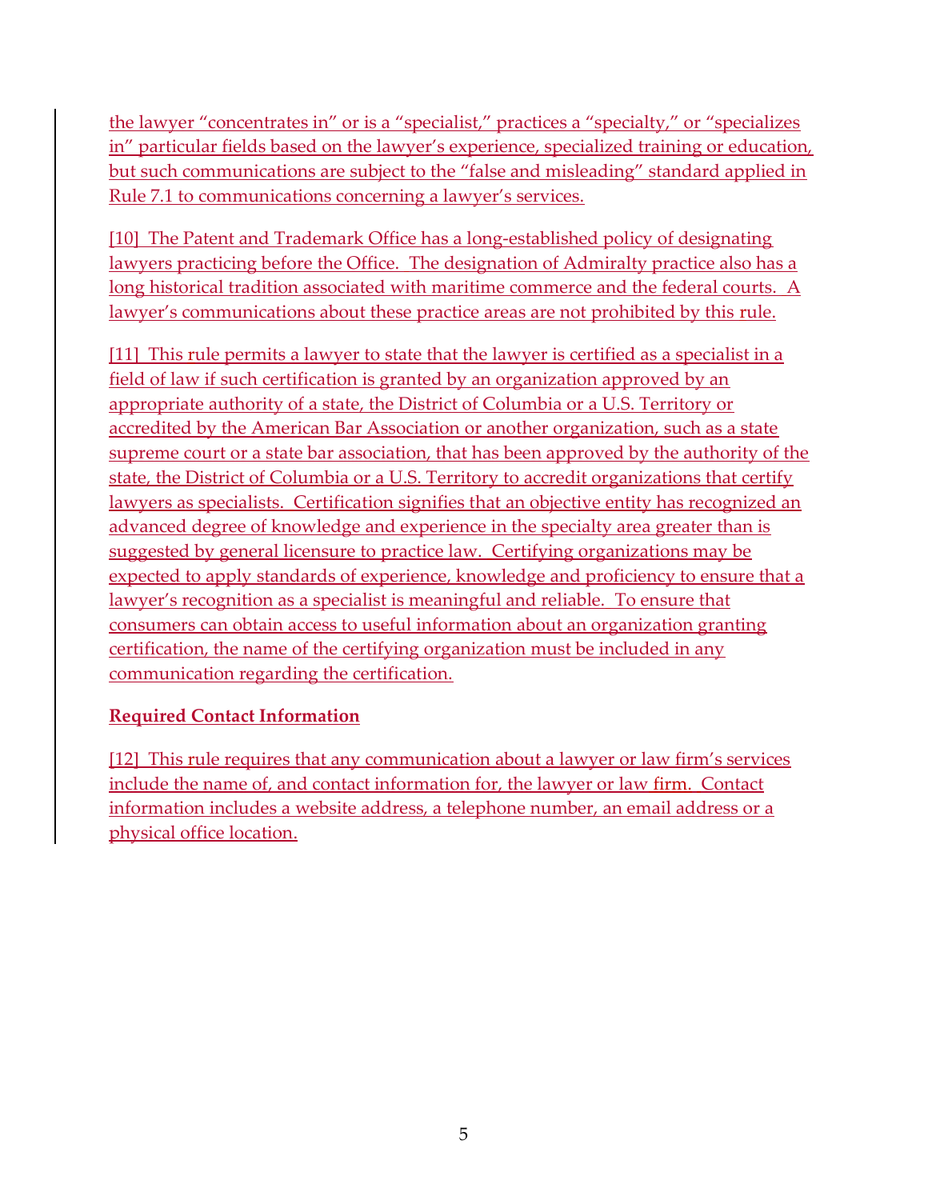the lawyer "concentrates in" or is a "specialist," practices a "specialty," or "specializes in" particular fields based on the lawyer's experience, specialized training or education, but such communications are subject to the "false and misleading" standard applied in Rule 7.1 to communications concerning a lawyer's services.

[10] The Patent and Trademark Office has a long-established policy of designating lawyers practicing before the Office. The designation of Admiralty practice also has a long historical tradition associated with maritime commerce and the federal courts. A lawyer's communications about these practice areas are not prohibited by this rule.

[11] This rule permits a lawyer to state that the lawyer is certified as a specialist in a field of law if such certification is granted by an organization approved by an appropriate authority of a state, the District of Columbia or a U.S. Territory or accredited by the American Bar Association or another organization, such as a state supreme court or a state bar association, that has been approved by the authority of the state, the District of Columbia or a U.S. Territory to accredit organizations that certify lawyers as specialists. Certification signifies that an objective entity has recognized an advanced degree of knowledge and experience in the specialty area greater than is suggested by general licensure to practice law. Certifying organizations may be expected to apply standards of experience, knowledge and proficiency to ensure that a lawyer's recognition as a specialist is meaningful and reliable. To ensure that consumers can obtain access to useful information about an organization granting certification, the name of the certifying organization must be included in any communication regarding the certification.

**Required Contact Information**

[12] This rule requires that any communication about a lawyer or law firm's services include the name of, and contact information for, the lawyer or law firm. Contact information includes a website address, a telephone number, an email address or a physical office location.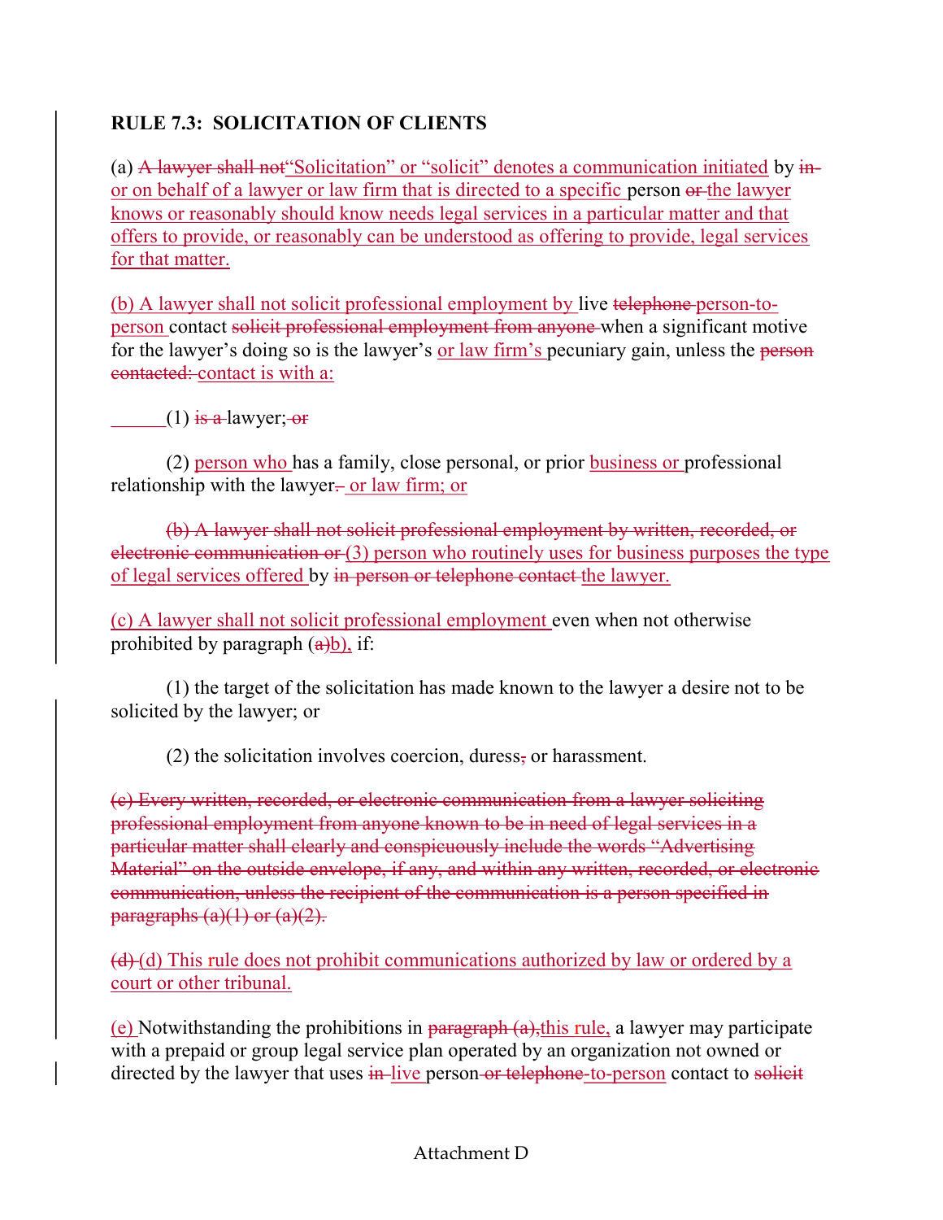**RULE 7.3: SOLICITATION OF CLIENTS**

(a) ~~A lawyer shall not~~<u>"Solicitation" or "solicit" denotes a communication initiated</u> by ~~in-~~<u>or on behalf of a lawyer or law firm that is directed to a specific</u> person ~~or~~ <u>the lawyer knows or reasonably should know needs legal services in a particular matter and that offers to provide, or reasonably can be understood as offering to provide, legal services for that matter.</u>

<u>(b) A lawyer shall not solicit professional employment by</u> live ~~telephone~~ <u>person-to-person</u> contact ~~solicit professional employment from anyone~~ when a significant motive for the lawyer's doing so is the lawyer's <u>or law firm's</u> pecuniary gain, unless the ~~person contacted:~~ <u>contact is with a:</u>

(1) ~~is a~~ lawyer; ~~or~~

(2) <u>person who</u> has a family, close personal, or prior <u>business or</u> professional relationship with the lawyer~~.~~ <u>or law firm; or</u>

~~(b) A lawyer shall not solicit professional employment by written, recorded, or electronic communication or~~ <u>(3) person who routinely uses for business purposes the type of legal services offered</u> by ~~in-person or telephone contact~~ <u>the lawyer.</u>

<u>(c) A lawyer shall not solicit professional employment</u> even when not otherwise prohibited by paragraph (~~a~~<u>b</u>)<u>,</u> if:

(1) the target of the solicitation has made known to the lawyer a desire not to be solicited by the lawyer; or

(2) the solicitation involves coercion, duress~~,~~ or harassment.

~~(c) Every written, recorded, or electronic communication from a lawyer soliciting professional employment from anyone known to be in need of legal services in a particular matter shall clearly and conspicuously include the words "Advertising Material" on the outside envelope, if any, and within any written, recorded, or electronic communication, unless the recipient of the communication is a person specified in paragraphs (a)(1) or (a)(2).~~

~~(d)~~ <u>(d) This rule does not prohibit communications authorized by law or ordered by a court or other tribunal.</u>

<u>(e)</u> Notwithstanding the prohibitions in ~~paragraph (a),~~<u>this rule,</u> a lawyer may participate with a prepaid or group legal service plan operated by an organization not owned or directed by the lawyer that uses ~~in-~~<u>live</u> person~~-or telephone~~<u>-to-person</u> contact to ~~solicit~~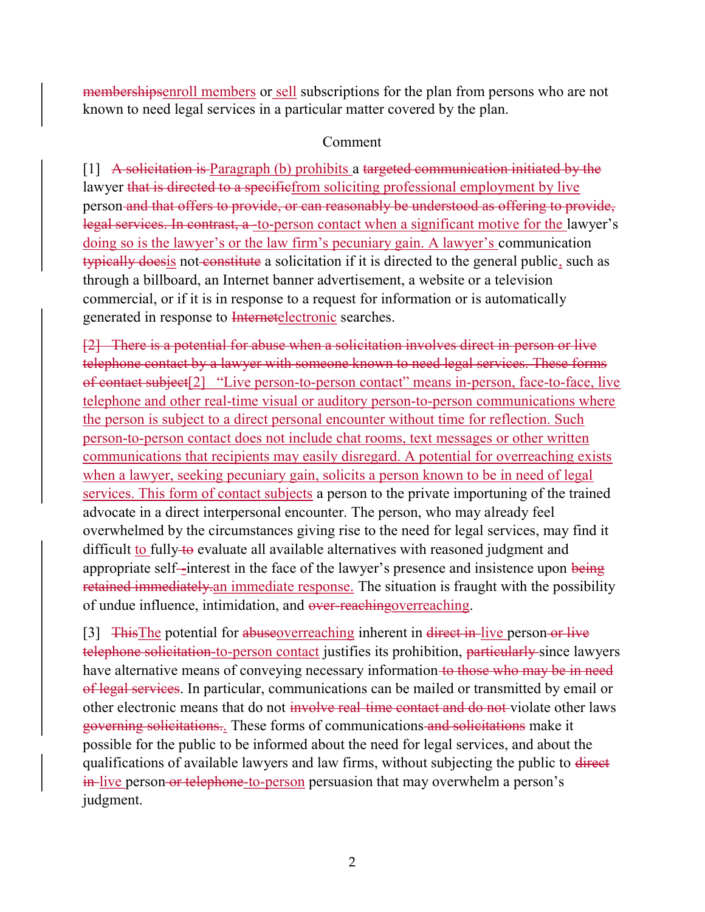~~memberships~~<u>enroll members</u> or<u> sell</u> subscriptions for the plan from persons who are not known to need legal services in a particular matter covered by the plan.

Comment

[1] ~~A solicitation is~~ <u>Paragraph (b) prohibits</u> a ~~targeted communication initiated by the~~ lawyer ~~that is directed to a specific~~<u>from soliciting professional employment by live</u> person ~~and that offers to provide, or can reasonably be understood as offering to provide, legal services. In contrast, a~~ <u>-to-person contact when a significant motive for the</u> lawyer's <u>doing so is the lawyer's or the law firm's pecuniary gain. A lawyer's</u> communication ~~typically does~~<u>is</u> not ~~constitute~~ a solicitation if it is directed to the general public<u>,</u> such as through a billboard, an Internet banner advertisement, a website or a television commercial, or if it is in response to a request for information or is automatically generated in response to ~~Internet~~<u>electronic</u> searches.

~~[2] There is a potential for abuse when a solicitation involves direct in-person or live telephone contact by a lawyer with someone known to need legal services. These forms of contact subject~~<u>[2] "Live person-to-person contact" means in-person, face-to-face, live telephone and other real-time visual or auditory person-to-person communications where the person is subject to a direct personal encounter without time for reflection. Such person-to-person contact does not include chat rooms, text messages or other written communications that recipients may easily disregard. A potential for overreaching exists when a lawyer, seeking pecuniary gain, solicits a person known to be in need of legal services. This form of contact subjects</u> a person to the private importuning of the trained advocate in a direct interpersonal encounter. The person, who may already feel overwhelmed by the circumstances giving rise to the need for legal services, may find it difficult <u>to</u> fully ~~to~~ evaluate all available alternatives with reasoned judgment and appropriate self~~-~~<u>-</u>interest in the face of the lawyer's presence and insistence upon ~~being retained immediately.~~<u>an immediate response.</u> The situation is fraught with the possibility of undue influence, intimidation, and ~~over-reaching~~<u>overreaching</u>.

[3] ~~This~~<u>The</u> potential for ~~abuse~~<u>overreaching</u> inherent in ~~direct in-~~<u>live</u> person ~~or live telephone solicitation~~<u>-to-person contact</u> justifies its prohibition, ~~particularly~~ since lawyers have alternative means of conveying necessary information ~~to those who may be in need of legal services~~. In particular, communications can be mailed or transmitted by email or other electronic means that do not ~~involve real-time contact and do not~~ violate other laws ~~governing solicitations.~~<u>.</u> These forms of communications ~~and solicitations~~ make it possible for the public to be informed about the need for legal services, and about the qualifications of available lawyers and law firms, without subjecting the public to ~~direct in-~~<u>live</u> person ~~or telephone~~<u>-to-person</u> persuasion that may overwhelm a person's judgment.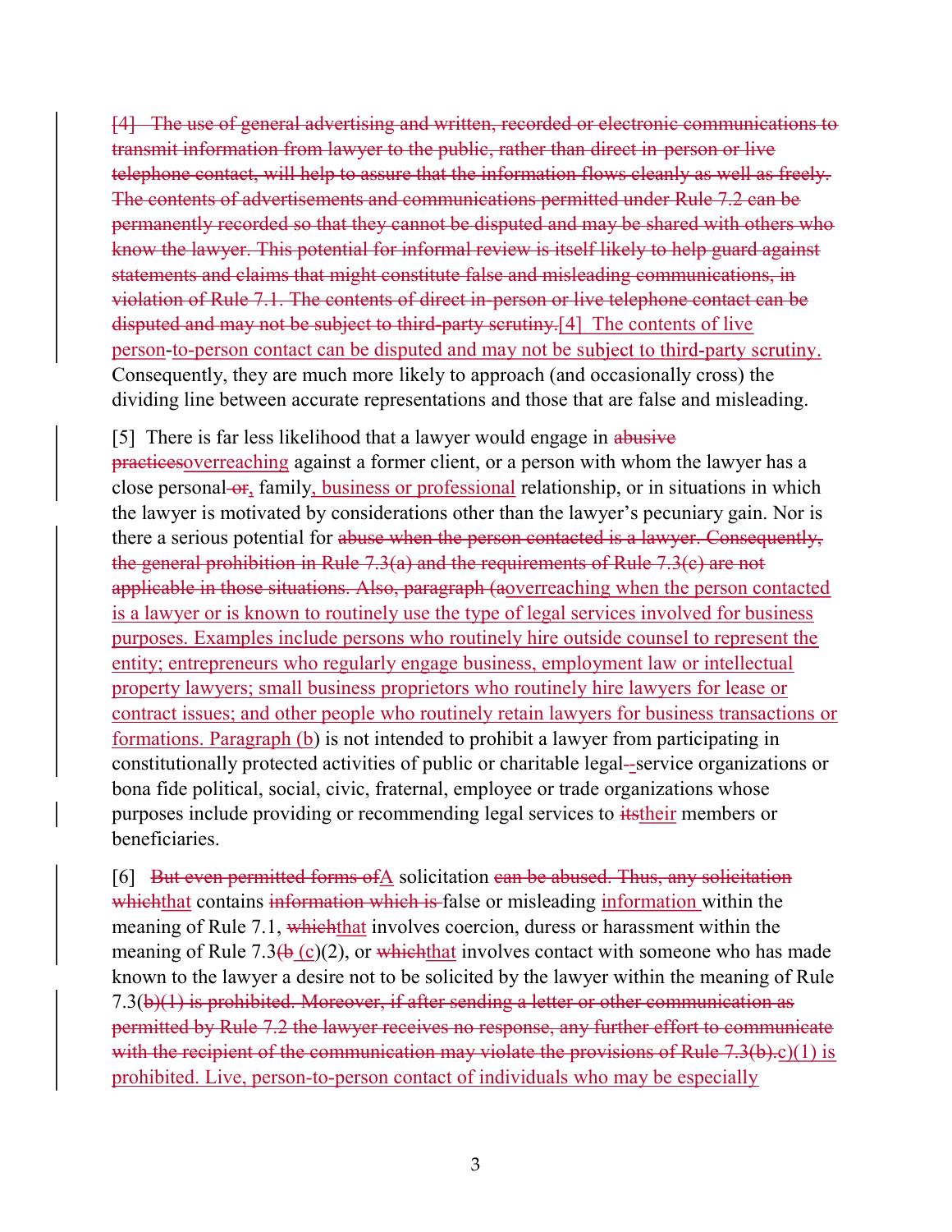~~[4] The use of general advertising and written, recorded or electronic communications to transmit information from lawyer to the public, rather than direct in-person or live telephone contact, will help to assure that the information flows cleanly as well as freely. The contents of advertisements and communications permitted under Rule 7.2 can be permanently recorded so that they cannot be disputed and may be shared with others who know the lawyer. This potential for informal review is itself likely to help guard against statements and claims that might constitute false and misleading communications, in violation of Rule 7.1. The contents of direct in-person or live telephone contact can be disputed and may not be subject to third-party scrutiny.~~<u>[4] The contents of live person</u>-<u>to-person contact can be disputed and may not be subject to third-party scrutiny.</u> Consequently, they are much more likely to approach (and occasionally cross) the dividing line between accurate representations and those that are false and misleading.

[5] There is far less likelihood that a lawyer would engage in ~~abusive practices~~<u>overreaching</u> against a former client, or a person with whom the lawyer has a close personal ~~or~~<u>,</u> family<u>, business or professional</u> relationship, or in situations in which the lawyer is motivated by considerations other than the lawyer's pecuniary gain. Nor is there a serious potential for ~~abuse when the person contacted is a lawyer. Consequently, the general prohibition in Rule 7.3(a) and the requirements of Rule 7.3(c) are not applicable in those situations. Also, paragraph (a~~<u>overreaching when the person contacted is a lawyer or is known to routinely use the type of legal services involved for business purposes. Examples include persons who routinely hire outside counsel to represent the entity; entrepreneurs who regularly engage business, employment law or intellectual property lawyers; small business proprietors who routinely hire lawyers for lease or contract issues; and other people who routinely retain lawyers for business transactions or formations. Paragraph (b</u>) is not intended to prohibit a lawyer from participating in constitutionally protected activities of public or charitable legal~~-~~service organizations or bona fide political, social, civic, fraternal, employee or trade organizations whose purposes include providing or recommending legal services to ~~its~~<u>their</u> members or beneficiaries.

[6] ~~But even permitted forms of~~<u>A</u> solicitation ~~can be abused. Thus, any solicitation which~~<u>that</u> contains ~~information which is~~ false or misleading <u>information</u> within the meaning of Rule 7.1, ~~which~~<u>that</u> involves coercion, duress or harassment within the meaning of Rule 7.3~~(b~~ <u>(c</u>)(2), or ~~which~~<u>that</u> involves contact with someone who has made known to the lawyer a desire not to be solicited by the lawyer within the meaning of Rule 7.3(~~b)(1) is prohibited. Moreover, if after sending a letter or other communication as permitted by Rule 7.2 the lawyer receives no response, any further effort to communicate with the recipient of the communication may violate the provisions of Rule 7.3(b).~~<u>c)(1) is prohibited. Live, person-to-person contact of individuals who may be especially</u>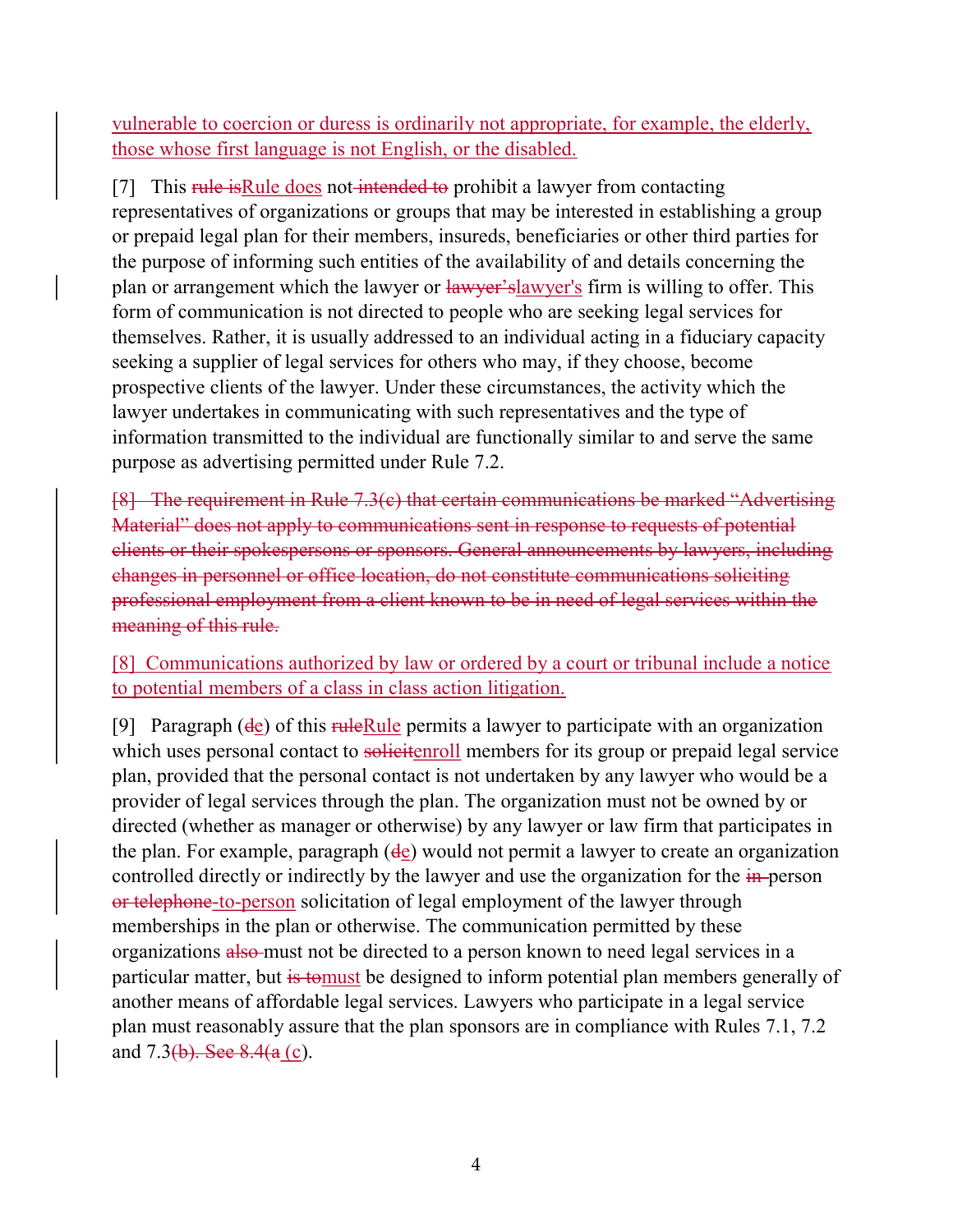vulnerable to coercion or duress is ordinarily not appropriate, for example, the elderly, those whose first language is not English, or the disabled.

[7] This ~~rule is~~Rule does not ~~intended to~~ prohibit a lawyer from contacting representatives of organizations or groups that may be interested in establishing a group or prepaid legal plan for their members, insureds, beneficiaries or other third parties for the purpose of informing such entities of the availability of and details concerning the plan or arrangement which the lawyer or ~~lawyer's~~lawyer's firm is willing to offer. This form of communication is not directed to people who are seeking legal services for themselves. Rather, it is usually addressed to an individual acting in a fiduciary capacity seeking a supplier of legal services for others who may, if they choose, become prospective clients of the lawyer. Under these circumstances, the activity which the lawyer undertakes in communicating with such representatives and the type of information transmitted to the individual are functionally similar to and serve the same purpose as advertising permitted under Rule 7.2.

~~[8] The requirement in Rule 7.3(c) that certain communications be marked "Advertising Material" does not apply to communications sent in response to requests of potential clients or their spokespersons or sponsors. General announcements by lawyers, including changes in personnel or office location, do not constitute communications soliciting professional employment from a client known to be in need of legal services within the meaning of this rule.~~

[8] Communications authorized by law or ordered by a court or tribunal include a notice to potential members of a class in class action litigation.

[9] Paragraph (~~d~~e) of this ~~rule~~Rule permits a lawyer to participate with an organization which uses personal contact to ~~solicit~~enroll members for its group or prepaid legal service plan, provided that the personal contact is not undertaken by any lawyer who would be a provider of legal services through the plan. The organization must not be owned by or directed (whether as manager or otherwise) by any lawyer or law firm that participates in the plan. For example, paragraph (~~d~~e) would not permit a lawyer to create an organization controlled directly or indirectly by the lawyer and use the organization for the ~~in-~~person ~~or telephone~~-to-person solicitation of legal employment of the lawyer through memberships in the plan or otherwise. The communication permitted by these organizations ~~also~~ must not be directed to a person known to need legal services in a particular matter, but ~~is to~~must be designed to inform potential plan members generally of another means of affordable legal services. Lawyers who participate in a legal service plan must reasonably assure that the plan sponsors are in compliance with Rules 7.1, 7.2 and 7.3~~(b). See 8.4(a~~ (c).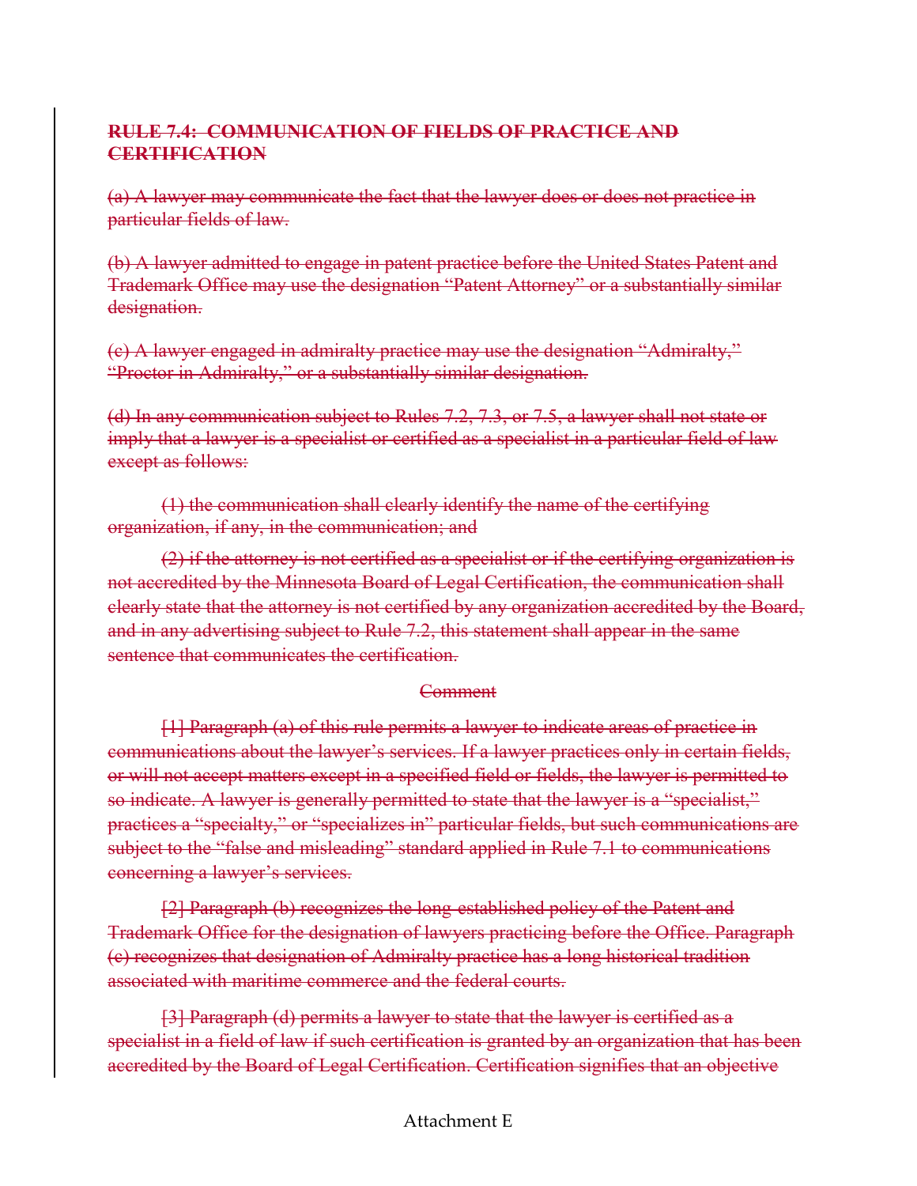~~**RULE 7.4: COMMUNICATION OF FIELDS OF PRACTICE AND CERTIFICATION**~~

~~(a) A lawyer may communicate the fact that the lawyer does or does not practice in particular fields of law.~~

~~(b) A lawyer admitted to engage in patent practice before the United States Patent and Trademark Office may use the designation "Patent Attorney" or a substantially similar designation.~~

~~(c) A lawyer engaged in admiralty practice may use the designation "Admiralty," "Proctor in Admiralty," or a substantially similar designation.~~

~~(d) In any communication subject to Rules 7.2, 7.3, or 7.5, a lawyer shall not state or imply that a lawyer is a specialist or certified as a specialist in a particular field of law except as follows:~~

~~(1) the communication shall clearly identify the name of the certifying organization, if any, in the communication; and~~

~~(2) if the attorney is not certified as a specialist or if the certifying organization is not accredited by the Minnesota Board of Legal Certification, the communication shall clearly state that the attorney is not certified by any organization accredited by the Board, and in any advertising subject to Rule 7.2, this statement shall appear in the same sentence that communicates the certification.~~

~~Comment~~

~~[1] Paragraph (a) of this rule permits a lawyer to indicate areas of practice in communications about the lawyer's services. If a lawyer practices only in certain fields, or will not accept matters except in a specified field or fields, the lawyer is permitted to so indicate. A lawyer is generally permitted to state that the lawyer is a "specialist," practices a "specialty," or "specializes in" particular fields, but such communications are subject to the "false and misleading" standard applied in Rule 7.1 to communications concerning a lawyer's services.~~

~~[2] Paragraph (b) recognizes the long-established policy of the Patent and Trademark Office for the designation of lawyers practicing before the Office. Paragraph (c) recognizes that designation of Admiralty practice has a long historical tradition associated with maritime commerce and the federal courts.~~

~~[3] Paragraph (d) permits a lawyer to state that the lawyer is certified as a specialist in a field of law if such certification is granted by an organization that has been accredited by the Board of Legal Certification. Certification signifies that an objective~~

Attachment E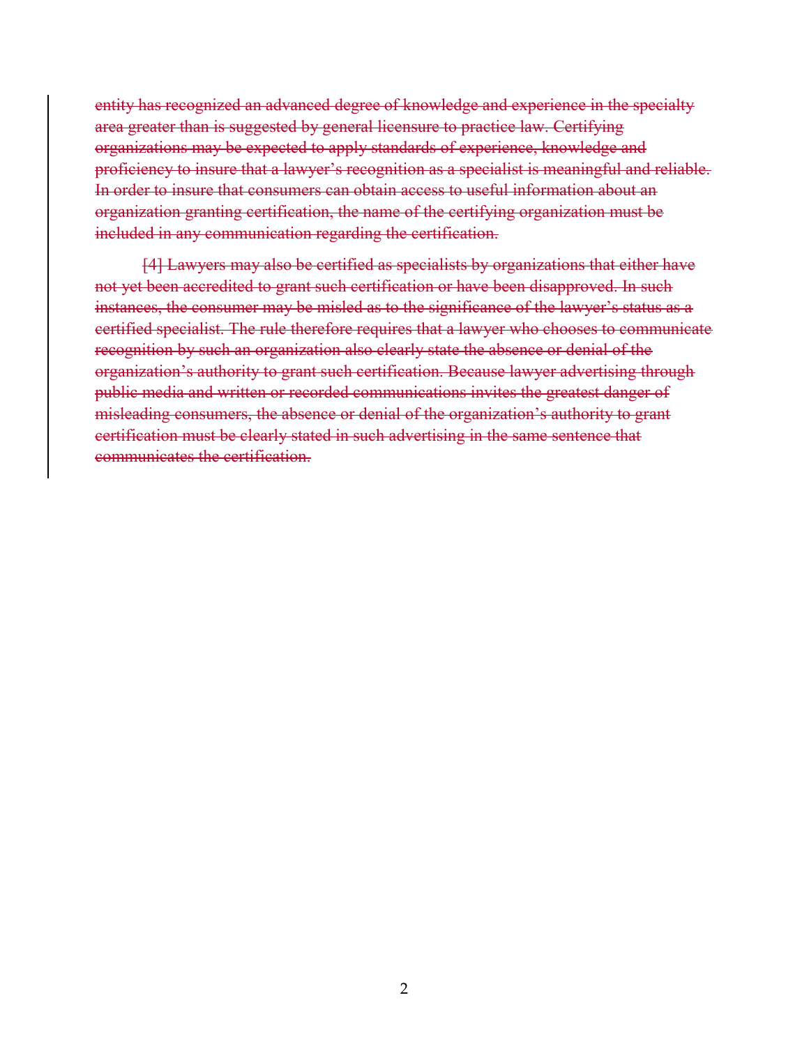~~entity has recognized an advanced degree of knowledge and experience in the specialty area greater than is suggested by general licensure to practice law. Certifying organizations may be expected to apply standards of experience, knowledge and proficiency to insure that a lawyer's recognition as a specialist is meaningful and reliable. In order to insure that consumers can obtain access to useful information about an organization granting certification, the name of the certifying organization must be included in any communication regarding the certification.~~

~~[4] Lawyers may also be certified as specialists by organizations that either have not yet been accredited to grant such certification or have been disapproved. In such instances, the consumer may be misled as to the significance of the lawyer's status as a certified specialist. The rule therefore requires that a lawyer who chooses to communicate recognition by such an organization also clearly state the absence or denial of the organization's authority to grant such certification. Because lawyer advertising through public media and written or recorded communications invites the greatest danger of misleading consumers, the absence or denial of the organization's authority to grant certification must be clearly stated in such advertising in the same sentence that communicates the certification.~~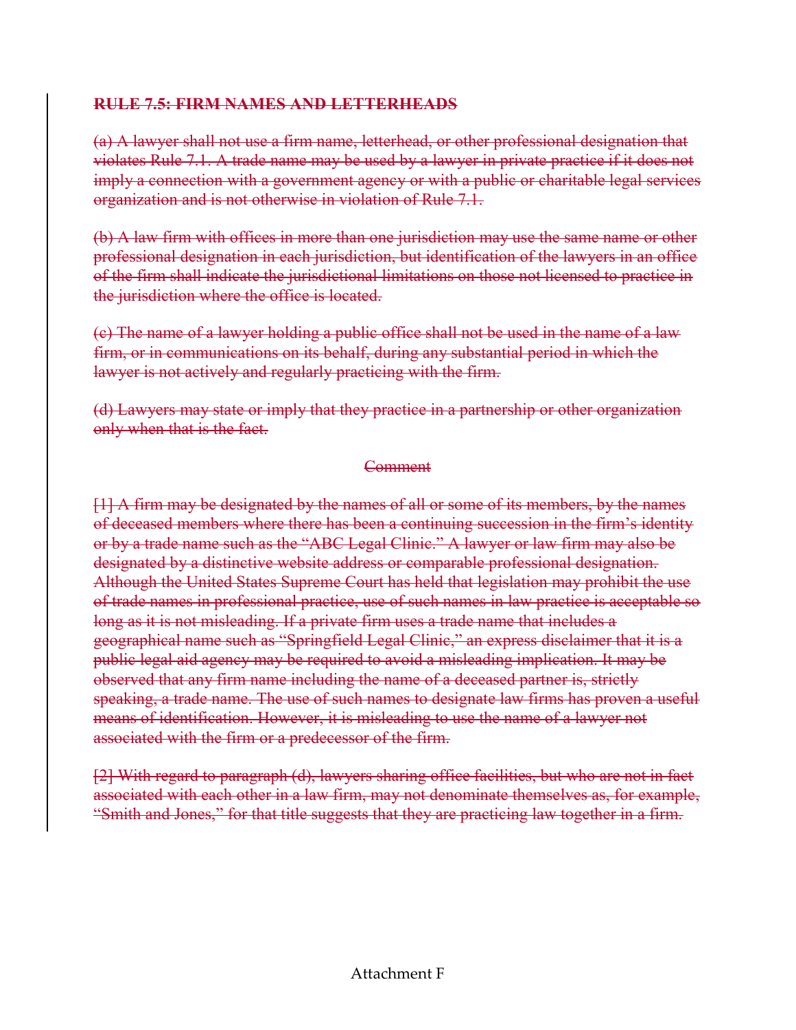~~**RULE 7.5: FIRM NAMES AND LETTERHEADS**~~

~~(a) A lawyer shall not use a firm name, letterhead, or other professional designation that violates Rule 7.1. A trade name may be used by a lawyer in private practice if it does not imply a connection with a government agency or with a public or charitable legal services organization and is not otherwise in violation of Rule 7.1.~~

~~(b) A law firm with offices in more than one jurisdiction may use the same name or other professional designation in each jurisdiction, but identification of the lawyers in an office of the firm shall indicate the jurisdictional limitations on those not licensed to practice in the jurisdiction where the office is located.~~

~~(c) The name of a lawyer holding a public office shall not be used in the name of a law firm, or in communications on its behalf, during any substantial period in which the lawyer is not actively and regularly practicing with the firm.~~

~~(d) Lawyers may state or imply that they practice in a partnership or other organization only when that is the fact.~~

~~Comment~~

~~[1] A firm may be designated by the names of all or some of its members, by the names of deceased members where there has been a continuing succession in the firm's identity or by a trade name such as the "ABC Legal Clinic." A lawyer or law firm may also be designated by a distinctive website address or comparable professional designation. Although the United States Supreme Court has held that legislation may prohibit the use of trade names in professional practice, use of such names in law practice is acceptable so long as it is not misleading. If a private firm uses a trade name that includes a geographical name such as "Springfield Legal Clinic," an express disclaimer that it is a public legal aid agency may be required to avoid a misleading implication. It may be observed that any firm name including the name of a deceased partner is, strictly speaking, a trade name. The use of such names to designate law firms has proven a useful means of identification. However, it is misleading to use the name of a lawyer not associated with the firm or a predecessor of the firm.~~

~~[2] With regard to paragraph (d), lawyers sharing office facilities, but who are not in fact associated with each other in a law firm, may not denominate themselves as, for example, "Smith and Jones," for that title suggests that they are practicing law together in a firm.~~

Attachment F